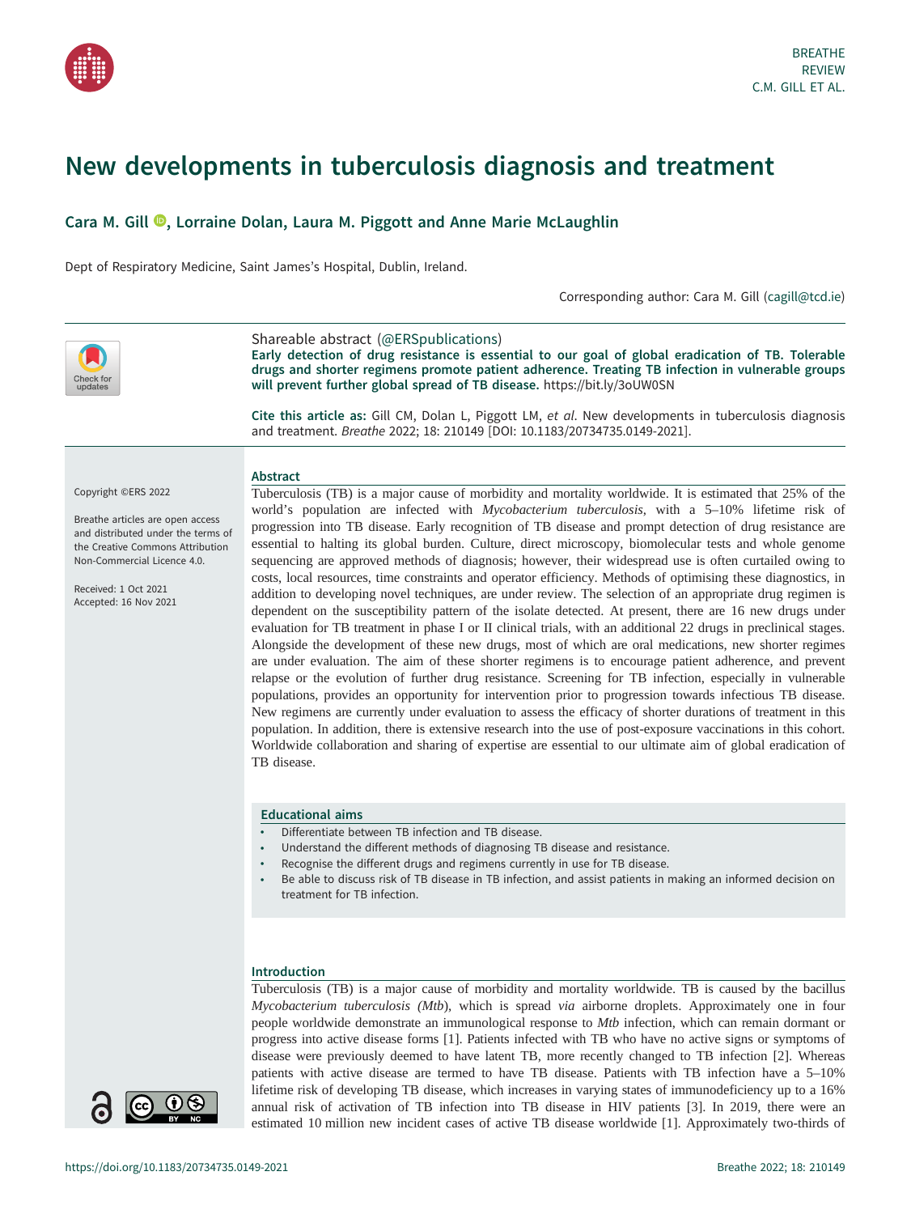# New developments in tuberculosis diagnosis and treatment

**Cara M. Gill, Lorraine Dolan, Laura M. Piggott and Anne Marie McLaughlin**

Dept of Respiratory Medicine, Saint James's Hospital, Dublin, Ireland.

Corresponding author: Cara M. Gill (cagill@tcd.ie)

Shareable abstract (@ERSpublications)
**Early detection of drug resistance is essential to our goal of global eradication of TB. Tolerable drugs and shorter regimens promote patient adherence. Treating TB infection in vulnerable groups will prevent further global spread of TB disease.** https://bit.ly/3oUW0SN

**Cite this article as:** Gill CM, Dolan L, Piggott LM, *et al*. New developments in tuberculosis diagnosis and treatment. *Breathe* 2022; 18: 210149 [DOI: 10.1183/20734735.0149-2021].

Copyright ©ERS 2022

Breathe articles are open access and distributed under the terms of the Creative Commons Attribution Non-Commercial Licence 4.0.

Received: 1 Oct 2021
Accepted: 16 Nov 2021

## Abstract

Tuberculosis (TB) is a major cause of morbidity and mortality worldwide. It is estimated that 25% of the world's population are infected with *Mycobacterium tuberculosis*, with a 5–10% lifetime risk of progression into TB disease. Early recognition of TB disease and prompt detection of drug resistance are essential to halting its global burden. Culture, direct microscopy, biomolecular tests and whole genome sequencing are approved methods of diagnosis; however, their widespread use is often curtailed owing to costs, local resources, time constraints and operator efficiency. Methods of optimising these diagnostics, in addition to developing novel techniques, are under review. The selection of an appropriate drug regimen is dependent on the susceptibility pattern of the isolate detected. At present, there are 16 new drugs under evaluation for TB treatment in phase I or II clinical trials, with an additional 22 drugs in preclinical stages. Alongside the development of these new drugs, most of which are oral medications, new shorter regimes are under evaluation. The aim of these shorter regimens is to encourage patient adherence, and prevent relapse or the evolution of further drug resistance. Screening for TB infection, especially in vulnerable populations, provides an opportunity for intervention prior to progression towards infectious TB disease. New regimens are currently under evaluation to assess the efficacy of shorter durations of treatment in this population. In addition, there is extensive research into the use of post-exposure vaccinations in this cohort. Worldwide collaboration and sharing of expertise are essential to our ultimate aim of global eradication of TB disease.

## Educational aims

- Differentiate between TB infection and TB disease.
- Understand the different methods of diagnosing TB disease and resistance.
- Recognise the different drugs and regimens currently in use for TB disease.
- Be able to discuss risk of TB disease in TB infection, and assist patients in making an informed decision on treatment for TB infection.

## Introduction

Tuberculosis (TB) is a major cause of morbidity and mortality worldwide. TB is caused by the bacillus *Mycobacterium tuberculosis (Mtb)*, which is spread *via* airborne droplets. Approximately one in four people worldwide demonstrate an immunological response to *Mtb* infection, which can remain dormant or progress into active disease forms [1]. Patients infected with TB who have no active signs or symptoms of disease were previously deemed to have latent TB, more recently changed to TB infection [2]. Whereas patients with active disease are termed to have TB disease. Patients with TB infection have a 5–10% lifetime risk of developing TB disease, which increases in varying states of immunodeficiency up to a 16% annual risk of activation of TB infection into TB disease in HIV patients [3]. In 2019, there were an estimated 10 million new incident cases of active TB disease worldwide [1]. Approximately two-thirds of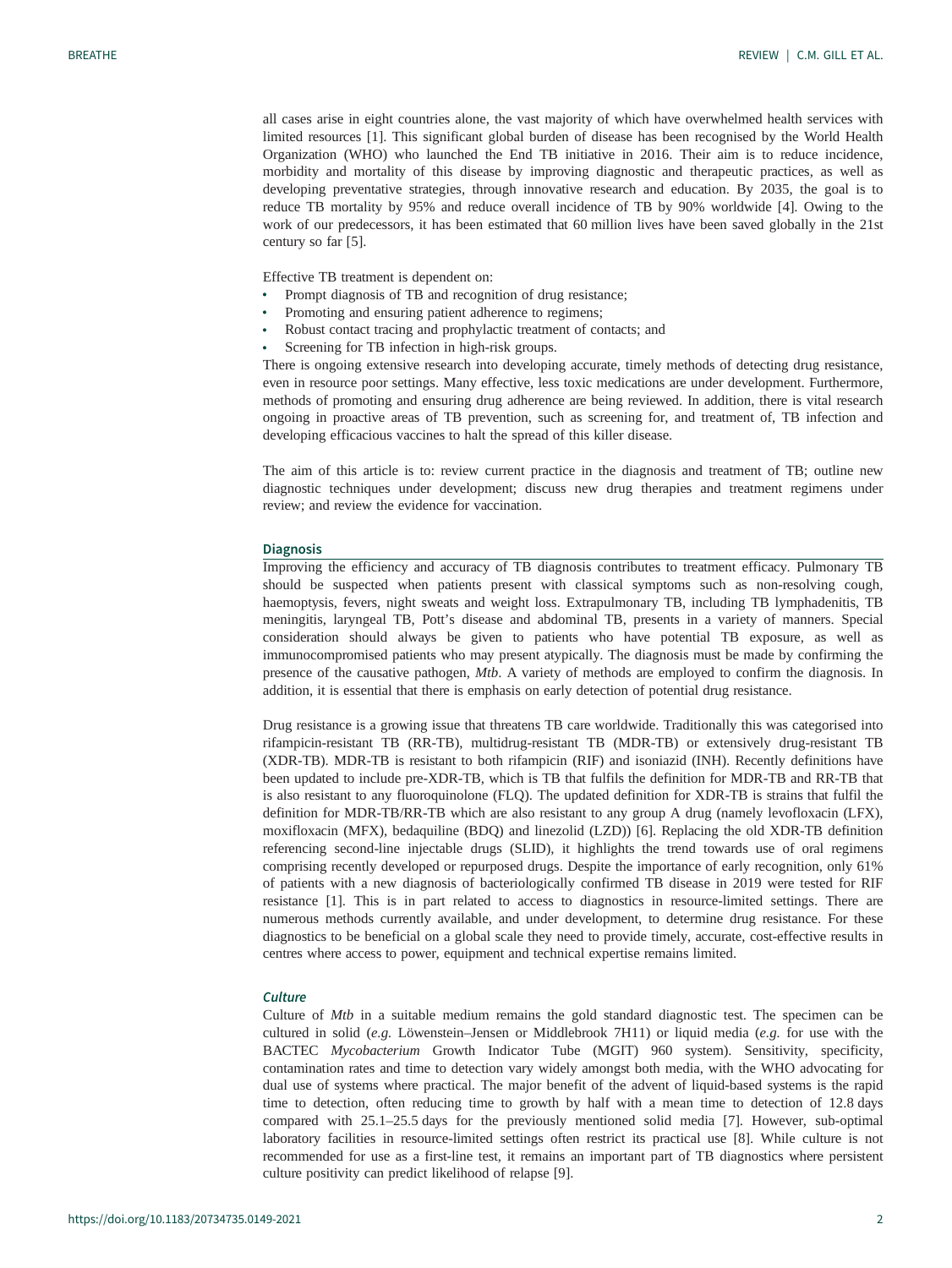all cases arise in eight countries alone, the vast majority of which have overwhelmed health services with limited resources [1]. This significant global burden of disease has been recognised by the World Health Organization (WHO) who launched the End TB initiative in 2016. Their aim is to reduce incidence, morbidity and mortality of this disease by improving diagnostic and therapeutic practices, as well as developing preventative strategies, through innovative research and education. By 2035, the goal is to reduce TB mortality by 95% and reduce overall incidence of TB by 90% worldwide [4]. Owing to the work of our predecessors, it has been estimated that 60 million lives have been saved globally in the 21st century so far [5].

Effective TB treatment is dependent on:

- Prompt diagnosis of TB and recognition of drug resistance;
- Promoting and ensuring patient adherence to regimens;
- Robust contact tracing and prophylactic treatment of contacts; and
- Screening for TB infection in high-risk groups.

There is ongoing extensive research into developing accurate, timely methods of detecting drug resistance, even in resource poor settings. Many effective, less toxic medications are under development. Furthermore, methods of promoting and ensuring drug adherence are being reviewed. In addition, there is vital research ongoing in proactive areas of TB prevention, such as screening for, and treatment of, TB infection and developing efficacious vaccines to halt the spread of this killer disease.

The aim of this article is to: review current practice in the diagnosis and treatment of TB; outline new diagnostic techniques under development; discuss new drug therapies and treatment regimens under review; and review the evidence for vaccination.

## Diagnosis

Improving the efficiency and accuracy of TB diagnosis contributes to treatment efficacy. Pulmonary TB should be suspected when patients present with classical symptoms such as non-resolving cough, haemoptysis, fevers, night sweats and weight loss. Extrapulmonary TB, including TB lymphadenitis, TB meningitis, laryngeal TB, Pott's disease and abdominal TB, presents in a variety of manners. Special consideration should always be given to patients who have potential TB exposure, as well as immunocompromised patients who may present atypically. The diagnosis must be made by confirming the presence of the causative pathogen, *Mtb*. A variety of methods are employed to confirm the diagnosis. In addition, it is essential that there is emphasis on early detection of potential drug resistance.

Drug resistance is a growing issue that threatens TB care worldwide. Traditionally this was categorised into rifampicin-resistant TB (RR-TB), multidrug-resistant TB (MDR-TB) or extensively drug-resistant TB (XDR-TB). MDR-TB is resistant to both rifampicin (RIF) and isoniazid (INH). Recently definitions have been updated to include pre-XDR-TB, which is TB that fulfils the definition for MDR-TB and RR-TB that is also resistant to any fluoroquinolone (FLQ). The updated definition for XDR-TB is strains that fulfil the definition for MDR-TB/RR-TB which are also resistant to any group A drug (namely levofloxacin (LFX), moxifloxacin (MFX), bedaquiline (BDQ) and linezolid (LZD)) [6]. Replacing the old XDR-TB definition referencing second-line injectable drugs (SLID), it highlights the trend towards use of oral regimens comprising recently developed or repurposed drugs. Despite the importance of early recognition, only 61% of patients with a new diagnosis of bacteriologically confirmed TB disease in 2019 were tested for RIF resistance [1]. This is in part related to access to diagnostics in resource-limited settings. There are numerous methods currently available, and under development, to determine drug resistance. For these diagnostics to be beneficial on a global scale they need to provide timely, accurate, cost-effective results in centres where access to power, equipment and technical expertise remains limited.

### *Culture*

Culture of *Mtb* in a suitable medium remains the gold standard diagnostic test. The specimen can be cultured in solid (*e.g.* Löwenstein–Jensen or Middlebrook 7H11) or liquid media (*e.g.* for use with the BACTEC *Mycobacterium* Growth Indicator Tube (MGIT) 960 system). Sensitivity, specificity, contamination rates and time to detection vary widely amongst both media, with the WHO advocating for dual use of systems where practical. The major benefit of the advent of liquid-based systems is the rapid time to detection, often reducing time to growth by half with a mean time to detection of 12.8 days compared with 25.1–25.5 days for the previously mentioned solid media [7]. However, sub-optimal laboratory facilities in resource-limited settings often restrict its practical use [8]. While culture is not recommended for use as a first-line test, it remains an important part of TB diagnostics where persistent culture positivity can predict likelihood of relapse [9].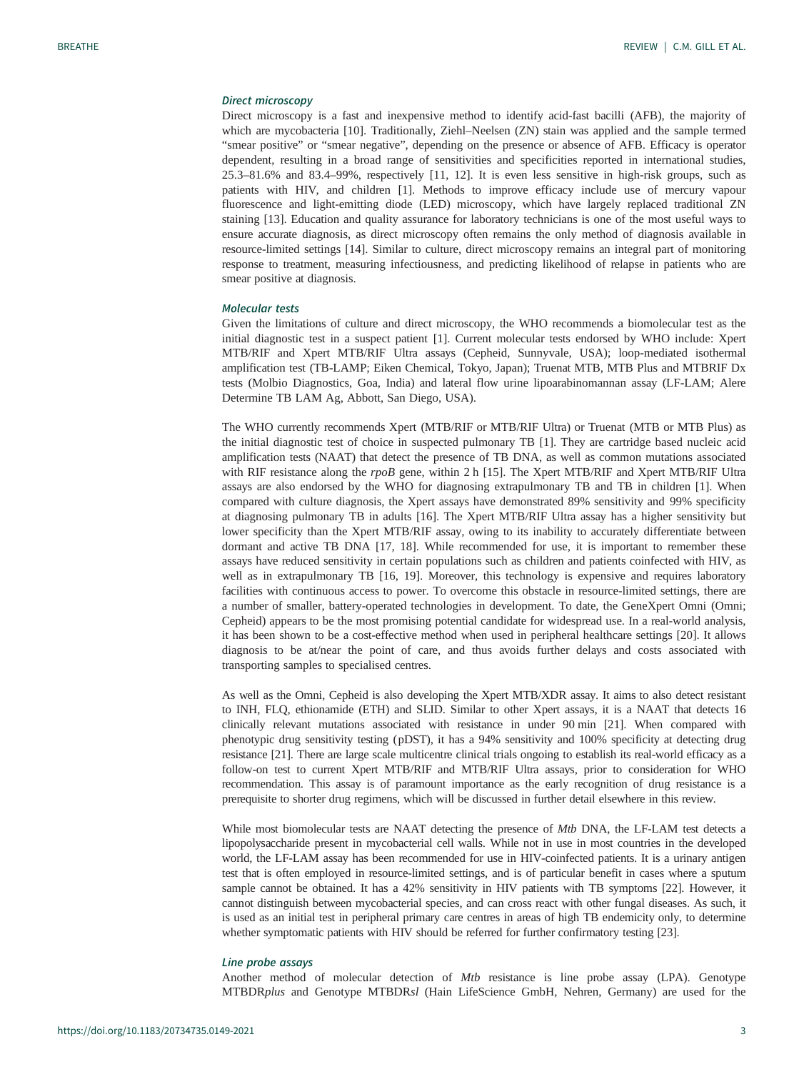### *Direct microscopy*

Direct microscopy is a fast and inexpensive method to identify acid-fast bacilli (AFB), the majority of which are mycobacteria [10]. Traditionally, Ziehl–Neelsen (ZN) stain was applied and the sample termed "smear positive" or "smear negative", depending on the presence or absence of AFB. Efficacy is operator dependent, resulting in a broad range of sensitivities and specificities reported in international studies, 25.3–81.6% and 83.4–99%, respectively [11, 12]. It is even less sensitive in high-risk groups, such as patients with HIV, and children [1]. Methods to improve efficacy include use of mercury vapour fluorescence and light-emitting diode (LED) microscopy, which have largely replaced traditional ZN staining [13]. Education and quality assurance for laboratory technicians is one of the most useful ways to ensure accurate diagnosis, as direct microscopy often remains the only method of diagnosis available in resource-limited settings [14]. Similar to culture, direct microscopy remains an integral part of monitoring response to treatment, measuring infectiousness, and predicting likelihood of relapse in patients who are smear positive at diagnosis.

### *Molecular tests*

Given the limitations of culture and direct microscopy, the WHO recommends a biomolecular test as the initial diagnostic test in a suspect patient [1]. Current molecular tests endorsed by WHO include: Xpert MTB/RIF and Xpert MTB/RIF Ultra assays (Cepheid, Sunnyvale, USA); loop-mediated isothermal amplification test (TB-LAMP; Eiken Chemical, Tokyo, Japan); Truenat MTB, MTB Plus and MTBRIF Dx tests (Molbio Diagnostics, Goa, India) and lateral flow urine lipoarabinomannan assay (LF-LAM; Alere Determine TB LAM Ag, Abbott, San Diego, USA).

The WHO currently recommends Xpert (MTB/RIF or MTB/RIF Ultra) or Truenat (MTB or MTB Plus) as the initial diagnostic test of choice in suspected pulmonary TB [1]. They are cartridge based nucleic acid amplification tests (NAAT) that detect the presence of TB DNA, as well as common mutations associated with RIF resistance along the *rpoB* gene, within 2 h [15]. The Xpert MTB/RIF and Xpert MTB/RIF Ultra assays are also endorsed by the WHO for diagnosing extrapulmonary TB and TB in children [1]. When compared with culture diagnosis, the Xpert assays have demonstrated 89% sensitivity and 99% specificity at diagnosing pulmonary TB in adults [16]. The Xpert MTB/RIF Ultra assay has a higher sensitivity but lower specificity than the Xpert MTB/RIF assay, owing to its inability to accurately differentiate between dormant and active TB DNA [17, 18]. While recommended for use, it is important to remember these assays have reduced sensitivity in certain populations such as children and patients coinfected with HIV, as well as in extrapulmonary TB [16, 19]. Moreover, this technology is expensive and requires laboratory facilities with continuous access to power. To overcome this obstacle in resource-limited settings, there are a number of smaller, battery-operated technologies in development. To date, the GeneXpert Omni (Omni; Cepheid) appears to be the most promising potential candidate for widespread use. In a real-world analysis, it has been shown to be a cost-effective method when used in peripheral healthcare settings [20]. It allows diagnosis to be at/near the point of care, and thus avoids further delays and costs associated with transporting samples to specialised centres.

As well as the Omni, Cepheid is also developing the Xpert MTB/XDR assay. It aims to also detect resistant to INH, FLQ, ethionamide (ETH) and SLID. Similar to other Xpert assays, it is a NAAT that detects 16 clinically relevant mutations associated with resistance in under 90 min [21]. When compared with phenotypic drug sensitivity testing (pDST), it has a 94% sensitivity and 100% specificity at detecting drug resistance [21]. There are large scale multicentre clinical trials ongoing to establish its real-world efficacy as a follow-on test to current Xpert MTB/RIF and MTB/RIF Ultra assays, prior to consideration for WHO recommendation. This assay is of paramount importance as the early recognition of drug resistance is a prerequisite to shorter drug regimens, which will be discussed in further detail elsewhere in this review.

While most biomolecular tests are NAAT detecting the presence of *Mtb* DNA, the LF-LAM test detects a lipopolysaccharide present in mycobacterial cell walls. While not in use in most countries in the developed world, the LF-LAM assay has been recommended for use in HIV-coinfected patients. It is a urinary antigen test that is often employed in resource-limited settings, and is of particular benefit in cases where a sputum sample cannot be obtained. It has a 42% sensitivity in HIV patients with TB symptoms [22]. However, it cannot distinguish between mycobacterial species, and can cross react with other fungal diseases. As such, it is used as an initial test in peripheral primary care centres in areas of high TB endemicity only, to determine whether symptomatic patients with HIV should be referred for further confirmatory testing [23].

### *Line probe assays*

Another method of molecular detection of *Mtb* resistance is line probe assay (LPA). Genotype MTBDR*plus* and Genotype MTBDR*sl* (Hain LifeScience GmbH, Nehren, Germany) are used for the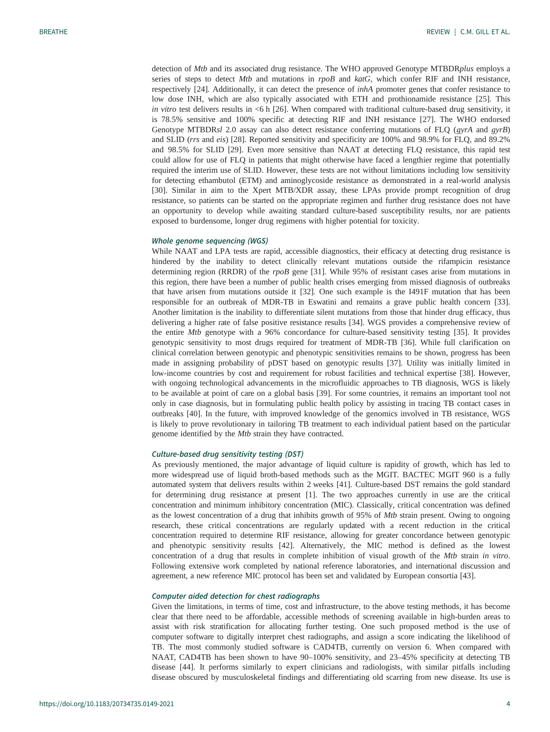detection of *Mtb* and its associated drug resistance. The WHO approved Genotype MTBDR*plus* employs a series of steps to detect *Mtb* and mutations in *rpoB* and *katG*, which confer RIF and INH resistance, respectively [24]. Additionally, it can detect the presence of *inhA* promoter genes that confer resistance to low dose INH, which are also typically associated with ETH and prothionamide resistance [25]. This *in vitro* test delivers results in <6 h [26]. When compared with traditional culture-based drug sensitivity, it is 78.5% sensitive and 100% specific at detecting RIF and INH resistance [27]. The WHO endorsed Genotype MTBDR*sl* 2.0 assay can also detect resistance conferring mutations of FLQ (*gyrA* and *gyrB*) and SLID (*rrs* and *eis*) [28]. Reported sensitivity and specificity are 100% and 98.9% for FLQ, and 89.2% and 98.5% for SLID [29]. Even more sensitive than NAAT at detecting FLQ resistance, this rapid test could allow for use of FLQ in patients that might otherwise have faced a lengthier regime that potentially required the interim use of SLID. However, these tests are not without limitations including low sensitivity for detecting ethambutol (ETM) and aminoglycoside resistance as demonstrated in a real-world analysis [30]. Similar in aim to the Xpert MTB/XDR assay, these LPAs provide prompt recognition of drug resistance, so patients can be started on the appropriate regimen and further drug resistance does not have an opportunity to develop while awaiting standard culture-based susceptibility results, nor are patients exposed to burdensome, longer drug regimens with higher potential for toxicity.

### *Whole genome sequencing (WGS)*

While NAAT and LPA tests are rapid, accessible diagnostics, their efficacy at detecting drug resistance is hindered by the inability to detect clinically relevant mutations outside the rifampicin resistance determining region (RRDR) of the *rpoB* gene [31]. While 95% of resistant cases arise from mutations in this region, there have been a number of public health crises emerging from missed diagnosis of outbreaks that have arisen from mutations outside it [32]. One such example is the I491F mutation that has been responsible for an outbreak of MDR-TB in Eswatini and remains a grave public health concern [33]. Another limitation is the inability to differentiate silent mutations from those that hinder drug efficacy, thus delivering a higher rate of false positive resistance results [34]. WGS provides a comprehensive review of the entire *Mtb* genotype with a 96% concordance for culture-based sensitivity testing [35]. It provides genotypic sensitivity to most drugs required for treatment of MDR-TB [36]. While full clarification on clinical correlation between genotypic and phenotypic sensitivities remains to be shown, progress has been made in assigning probability of pDST based on genotypic results [37]. Utility was initially limited in low-income countries by cost and requirement for robust facilities and technical expertise [38]. However, with ongoing technological advancements in the microfluidic approaches to TB diagnosis, WGS is likely to be available at point of care on a global basis [39]. For some countries, it remains an important tool not only in case diagnosis, but in formulating public health policy by assisting in tracing TB contact cases in outbreaks [40]. In the future, with improved knowledge of the genomics involved in TB resistance, WGS is likely to prove revolutionary in tailoring TB treatment to each individual patient based on the particular genome identified by the *Mtb* strain they have contracted.

### *Culture-based drug sensitivity testing (DST)*

As previously mentioned, the major advantage of liquid culture is rapidity of growth, which has led to more widespread use of liquid broth-based methods such as the MGIT. BACTEC MGIT 960 is a fully automated system that delivers results within 2 weeks [41]. Culture-based DST remains the gold standard for determining drug resistance at present [1]. The two approaches currently in use are the critical concentration and minimum inhibitory concentration (MIC). Classically, critical concentration was defined as the lowest concentration of a drug that inhibits growth of 95% of *Mtb* strain present. Owing to ongoing research, these critical concentrations are regularly updated with a recent reduction in the critical concentration required to determine RIF resistance, allowing for greater concordance between genotypic and phenotypic sensitivity results [42]. Alternatively, the MIC method is defined as the lowest concentration of a drug that results in complete inhibition of visual growth of the *Mtb* strain *in vitro*. Following extensive work completed by national reference laboratories, and international discussion and agreement, a new reference MIC protocol has been set and validated by European consortia [43].

### *Computer aided detection for chest radiographs*

Given the limitations, in terms of time, cost and infrastructure, to the above testing methods, it has become clear that there need to be affordable, accessible methods of screening available in high-burden areas to assist with risk stratification for allocating further testing. One such proposed method is the use of computer software to digitally interpret chest radiographs, and assign a score indicating the likelihood of TB. The most commonly studied software is CAD4TB, currently on version 6. When compared with NAAT, CAD4TB has been shown to have 90–100% sensitivity, and 23–45% specificity at detecting TB disease [44]. It performs similarly to expert clinicians and radiologists, with similar pitfalls including disease obscured by musculoskeletal findings and differentiating old scarring from new disease. Its use is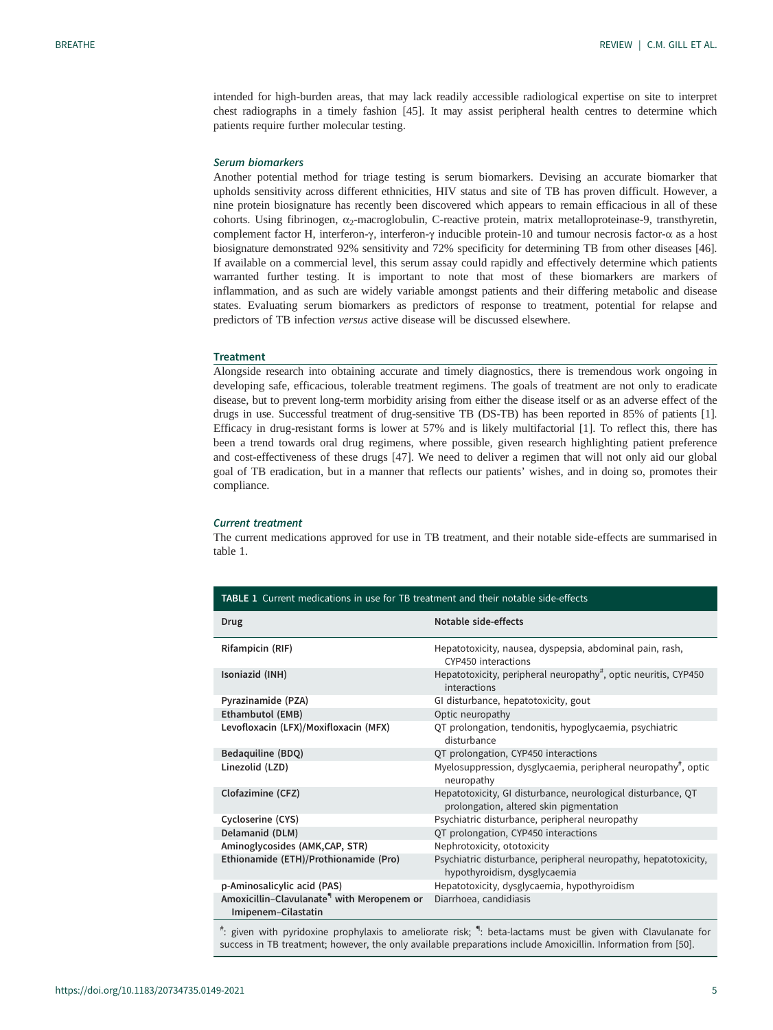intended for high-burden areas, that may lack readily accessible radiological expertise on site to interpret chest radiographs in a timely fashion [45]. It may assist peripheral health centres to determine which patients require further molecular testing.

#### *Serum biomarkers*

Another potential method for triage testing is serum biomarkers. Devising an accurate biomarker that upholds sensitivity across different ethnicities, HIV status and site of TB has proven difficult. However, a nine protein biosignature has recently been discovered which appears to remain efficacious in all of these cohorts. Using fibrinogen, $\alpha_2$-macroglobulin, C-reactive protein, matrix metalloproteinase-9, transthyretin, complement factor H, interferon-$\gamma$, interferon-$\gamma$ inducible protein-10 and tumour necrosis factor-$\alpha$ as a host biosignature demonstrated 92% sensitivity and 72% specificity for determining TB from other diseases [46]. If available on a commercial level, this serum assay could rapidly and effectively determine which patients warranted further testing. It is important to note that most of these biomarkers are markers of inflammation, and as such are widely variable amongst patients and their differing metabolic and disease states. Evaluating serum biomarkers as predictors of response to treatment, potential for relapse and predictors of TB infection *versus* active disease will be discussed elsewhere.

### Treatment

Alongside research into obtaining accurate and timely diagnostics, there is tremendous work ongoing in developing safe, efficacious, tolerable treatment regimens. The goals of treatment are not only to eradicate disease, but to prevent long-term morbidity arising from either the disease itself or as an adverse effect of the drugs in use. Successful treatment of drug-sensitive TB (DS-TB) has been reported in 85% of patients [1]. Efficacy in drug-resistant forms is lower at 57% and is likely multifactorial [1]. To reflect this, there has been a trend towards oral drug regimens, where possible, given research highlighting patient preference and cost-effectiveness of these drugs [47]. We need to deliver a regimen that will not only aid our global goal of TB eradication, but in a manner that reflects our patients' wishes, and in doing so, promotes their compliance.

#### *Current treatment*

The current medications approved for use in TB treatment, and their notable side-effects are summarised in table 1.

**TABLE 1** Current medications in use for TB treatment and their notable side-effects

| Drug | Notable side-effects |
|---|---|
| Rifampicin (RIF) | Hepatotoxicity, nausea, dyspepsia, abdominal pain, rash, CYP450 interactions |
| Isoniazid (INH) | Hepatotoxicity, peripheral neuropathy[#], optic neuritis, CYP450 interactions |
| Pyrazinamide (PZA) | GI disturbance, hepatotoxicity, gout |
| Ethambutol (EMB) | Optic neuropathy |
| Levofloxacin (LFX)/Moxifloxacin (MFX) | QT prolongation, tendonitis, hypoglycaemia, psychiatric disturbance |
| Bedaquiline (BDQ) | QT prolongation, CYP450 interactions |
| Linezolid (LZD) | Myelosuppression, dysglycaemia, peripheral neuropathy[#], optic neuropathy |
| Clofazimine (CFZ) | Hepatotoxicity, GI disturbance, neurological disturbance, QT prolongation, altered skin pigmentation |
| Cycloserine (CYS) | Psychiatric disturbance, peripheral neuropathy |
| Delamanid (DLM) | QT prolongation, CYP450 interactions |
| Aminoglycosides (AMK,CAP, STR) | Nephrotoxicity, ototoxicity |
| Ethionamide (ETH)/Prothionamide (Pro) | Psychiatric disturbance, peripheral neuropathy, hepatotoxicity, hypothyroidism, dysglycaemia |
| p-Aminosalicylic acid (PAS) | Hepatotoxicity, dysglycaemia, hypothyroidism |
| Amoxicillin–Clavulanate[¶] with Meropenem or Imipenem–Cilastatin | Diarrhoea, candidiasis |

#: given with pyridoxine prophylaxis to ameliorate risk; ¶: beta-lactams must be given with Clavulanate for success in TB treatment; however, the only available preparations include Amoxicillin. Information from [50].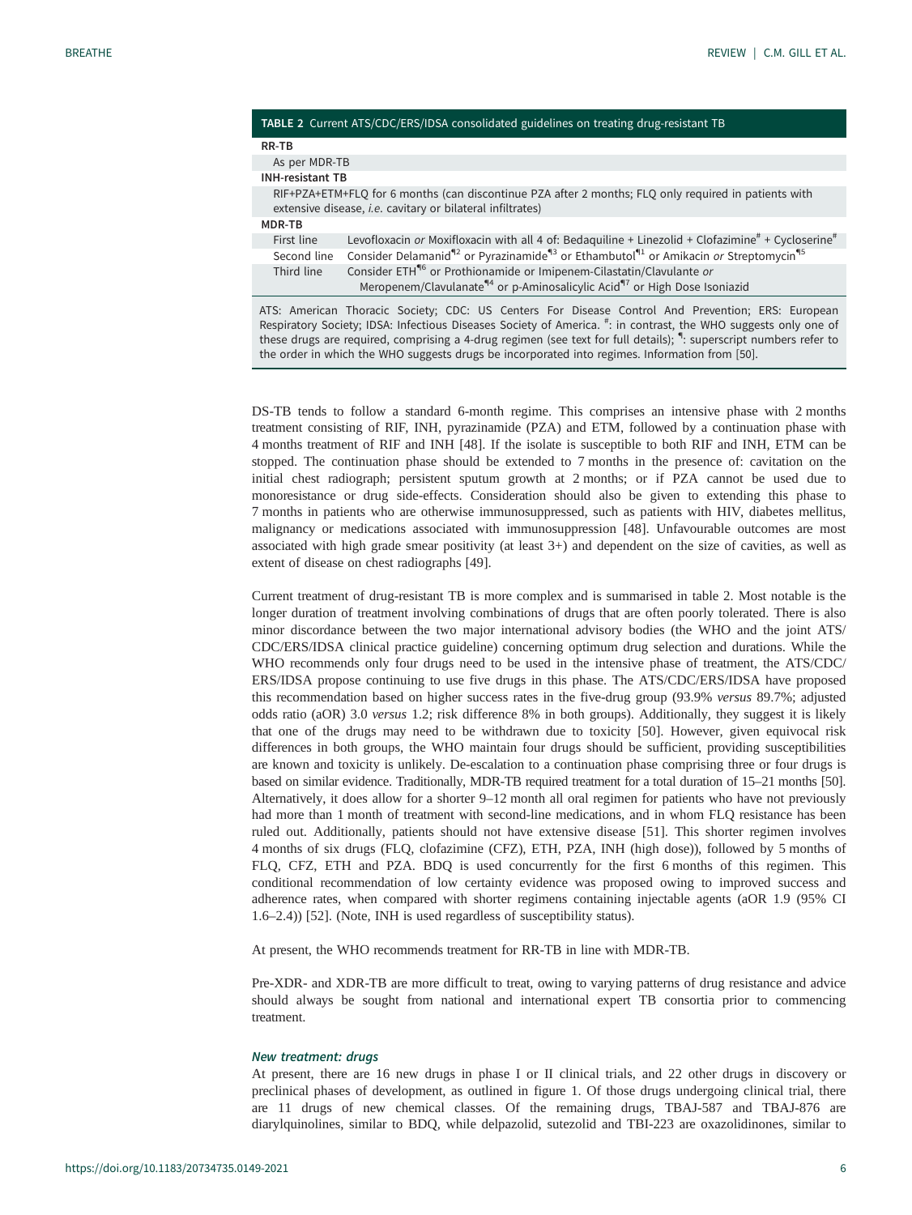**TABLE 2** Current ATS/CDC/ERS/IDSA consolidated guidelines on treating drug-resistant TB

| | |
|---|---|
| **RR-TB** | |
| As per MDR-TB | |
| **INH-resistant TB** | |
| RIF+PZA+ETM+FLQ for 6 months (can discontinue PZA after 2 months; FLQ only required in patients with extensive disease, *i.e.* cavitary or bilateral infiltrates) | |
| **MDR-TB** | |
| First line | Levofloxacin *or* Moxifloxacin with all 4 of: Bedaquiline + Linezolid + Clofazimine[#] + Cycloserine[#] |
| Second line | Consider Delamanid[¶2] or Pyrazinamide[¶3] or Ethambutol[¶1] or Amikacin *or* Streptomycin[¶5] |
| Third line | Consider ETH[¶6] or Prothionamide or Imipenem-Cilastatin/Clavulante *or* Meropenem/Clavulanate[¶4] or p-Aminosalicylic Acid[¶7] or High Dose Isoniazid |

ATS: American Thoracic Society; CDC: US Centers For Disease Control And Prevention; ERS: European Respiratory Society; IDSA: Infectious Diseases Society of America. [#]: in contrast, the WHO suggests only one of these drugs are required, comprising a 4-drug regimen (see text for full details); [¶]: superscript numbers refer to the order in which the WHO suggests drugs be incorporated into regimes. Information from [50].

DS-TB tends to follow a standard 6-month regime. This comprises an intensive phase with 2 months treatment consisting of RIF, INH, pyrazinamide (PZA) and ETM, followed by a continuation phase with 4 months treatment of RIF and INH [48]. If the isolate is susceptible to both RIF and INH, ETM can be stopped. The continuation phase should be extended to 7 months in the presence of: cavitation on the initial chest radiograph; persistent sputum growth at 2 months; or if PZA cannot be used due to monoresistance or drug side-effects. Consideration should also be given to extending this phase to 7 months in patients who are otherwise immunosuppressed, such as patients with HIV, diabetes mellitus, malignancy or medications associated with immunosuppression [48]. Unfavourable outcomes are most associated with high grade smear positivity (at least 3+) and dependent on the size of cavities, as well as extent of disease on chest radiographs [49].

Current treatment of drug-resistant TB is more complex and is summarised in table 2. Most notable is the longer duration of treatment involving combinations of drugs that are often poorly tolerated. There is also minor discordance between the two major international advisory bodies (the WHO and the joint ATS/CDC/ERS/IDSA clinical practice guideline) concerning optimum drug selection and durations. While the WHO recommends only four drugs need to be used in the intensive phase of treatment, the ATS/CDC/ERS/IDSA propose continuing to use five drugs in this phase. The ATS/CDC/ERS/IDSA have proposed this recommendation based on higher success rates in the five-drug group (93.9% *versus* 89.7%; adjusted odds ratio (aOR) 3.0 *versus* 1.2; risk difference 8% in both groups). Additionally, they suggest it is likely that one of the drugs may need to be withdrawn due to toxicity [50]. However, given equivocal risk differences in both groups, the WHO maintain four drugs should be sufficient, providing susceptibilities are known and toxicity is unlikely. De-escalation to a continuation phase comprising three or four drugs is based on similar evidence. Traditionally, MDR-TB required treatment for a total duration of 15–21 months [50]. Alternatively, it does allow for a shorter 9–12 month all oral regimen for patients who have not previously had more than 1 month of treatment with second-line medications, and in whom FLQ resistance has been ruled out. Additionally, patients should not have extensive disease [51]. This shorter regimen involves 4 months of six drugs (FLQ, clofazimine (CFZ), ETH, PZA, INH (high dose)), followed by 5 months of FLQ, CFZ, ETH and PZA. BDQ is used concurrently for the first 6 months of this regimen. This conditional recommendation of low certainty evidence was proposed owing to improved success and adherence rates, when compared with shorter regimens containing injectable agents (aOR 1.9 (95% CI 1.6–2.4)) [52]. (Note, INH is used regardless of susceptibility status).

At present, the WHO recommends treatment for RR-TB in line with MDR-TB.

Pre-XDR- and XDR-TB are more difficult to treat, owing to varying patterns of drug resistance and advice should always be sought from national and international expert TB consortia prior to commencing treatment.

### *New treatment: drugs*

At present, there are 16 new drugs in phase I or II clinical trials, and 22 other drugs in discovery or preclinical phases of development, as outlined in figure 1. Of those drugs undergoing clinical trial, there are 11 drugs of new chemical classes. Of the remaining drugs, TBAJ-587 and TBAJ-876 are diarylquinolines, similar to BDQ, while delpazolid, sutezolid and TBI-223 are oxazolidinones, similar to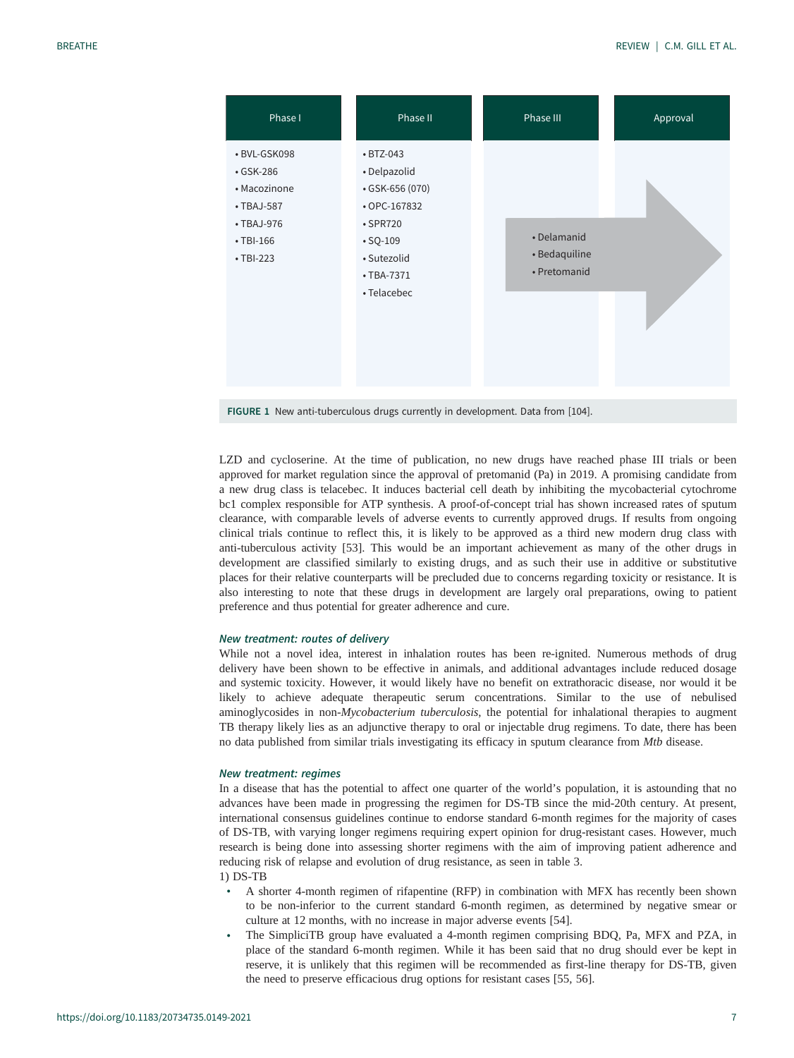| Phase I | Phase II | Phase III | Approval |
|---|---|---|---|
| • BVL-GSK098<br>• GSK-286<br>• Macozinone<br>• TBAJ-587<br>• TBAJ-976<br>• TBI-166<br>• TBI-223 | • BTZ-043<br>• Delpazolid<br>• GSK-656 (070)<br>• OPC-167832<br>• SPR720<br>• SQ-109<br>• Sutezolid<br>• TBA-7371<br>• Telacebec | • Delamanid<br>• Bedaquiline<br>• Pretomanid | |

**FIGURE 1** New anti-tuberculous drugs currently in development. Data from [104].

LZD and cycloserine. At the time of publication, no new drugs have reached phase III trials or been approved for market regulation since the approval of pretomanid (Pa) in 2019. A promising candidate from a new drug class is telacebec. It induces bacterial cell death by inhibiting the mycobacterial cytochrome bc1 complex responsible for ATP synthesis. A proof-of-concept trial has shown increased rates of sputum clearance, with comparable levels of adverse events to currently approved drugs. If results from ongoing clinical trials continue to reflect this, it is likely to be approved as a third new modern drug class with anti-tuberculous activity [53]. This would be an important achievement as many of the other drugs in development are classified similarly to existing drugs, and as such their use in additive or substitutive places for their relative counterparts will be precluded due to concerns regarding toxicity or resistance. It is also interesting to note that these drugs in development are largely oral preparations, owing to patient preference and thus potential for greater adherence and cure.

### *New treatment: routes of delivery*

While not a novel idea, interest in inhalation routes has been re-ignited. Numerous methods of drug delivery have been shown to be effective in animals, and additional advantages include reduced dosage and systemic toxicity. However, it would likely have no benefit on extrathoracic disease, nor would it be likely to achieve adequate therapeutic serum concentrations. Similar to the use of nebulised aminoglycosides in non-*Mycobacterium tuberculosis*, the potential for inhalational therapies to augment TB therapy likely lies as an adjunctive therapy to oral or injectable drug regimens. To date, there has been no data published from similar trials investigating its efficacy in sputum clearance from *Mtb* disease.

### *New treatment: regimes*

In a disease that has the potential to affect one quarter of the world's population, it is astounding that no advances have been made in progressing the regimen for DS-TB since the mid-20th century. At present, international consensus guidelines continue to endorse standard 6-month regimes for the majority of cases of DS-TB, with varying longer regimens requiring expert opinion for drug-resistant cases. However, much research is being done into assessing shorter regimens with the aim of improving patient adherence and reducing risk of relapse and evolution of drug resistance, as seen in table 3.

1) DS-TB

- A shorter 4-month regimen of rifapentine (RFP) in combination with MFX has recently been shown to be non-inferior to the current standard 6-month regimen, as determined by negative smear or culture at 12 months, with no increase in major adverse events [54].
- The SimpliciTB group have evaluated a 4-month regimen comprising BDQ, Pa, MFX and PZA, in place of the standard 6-month regimen. While it has been said that no drug should ever be kept in reserve, it is unlikely that this regimen will be recommended as first-line therapy for DS-TB, given the need to preserve efficacious drug options for resistant cases [55, 56].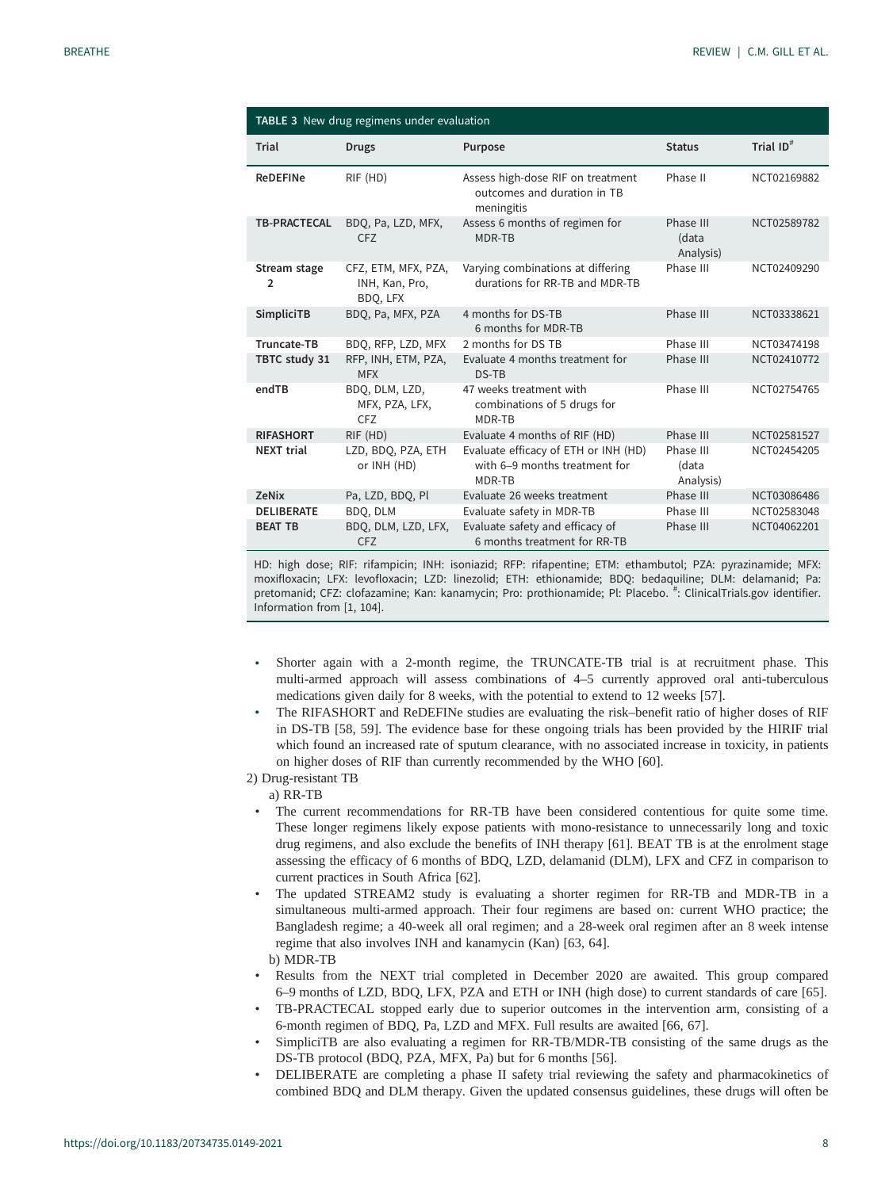**TABLE 3** New drug regimens under evaluation

| Trial | Drugs | Purpose | Status | Trial ID# |
|---|---|---|---|---|
| **ReDEFINe** | RIF (HD) | Assess high-dose RIF on treatment outcomes and duration in TB meningitis | Phase II | NCT02169882 |
| **TB-PRACTECAL** | BDQ, Pa, LZD, MFX, CFZ | Assess 6 months of regimen for MDR-TB | Phase III (data Analysis) | NCT02589782 |
| **Stream stage 2** | CFZ, ETM, MFX, PZA, INH, Kan, Pro, BDQ, LFX | Varying combinations at differing durations for RR-TB and MDR-TB | Phase III | NCT02409290 |
| **SimpliciTB** | BDQ, Pa, MFX, PZA | 4 months for DS-TB<br>6 months for MDR-TB | Phase III | NCT03338621 |
| **Truncate-TB** | BDQ, RFP, LZD, MFX | 2 months for DS TB | Phase III | NCT03474198 |
| **TBTC study 31** | RFP, INH, ETM, PZA, MFX | Evaluate 4 months treatment for DS-TB | Phase III | NCT02410772 |
| **endTB** | BDQ, DLM, LZD, MFX, PZA, LFX, CFZ | 47 weeks treatment with combinations of 5 drugs for MDR-TB | Phase III | NCT02754765 |
| **RIFASHORT** | RIF (HD) | Evaluate 4 months of RIF (HD) | Phase III | NCT02581527 |
| **NEXT trial** | LZD, BDQ, PZA, ETH or INH (HD) | Evaluate efficacy of ETH or INH (HD) with 6–9 months treatment for MDR-TB | Phase III (data Analysis) | NCT02454205 |
| **ZeNix** | Pa, LZD, BDQ, Pl | Evaluate 26 weeks treatment | Phase III | NCT03086486 |
| **DELIBERATE** | BDQ, DLM | Evaluate safety in MDR-TB | Phase III | NCT02583048 |
| **BEAT TB** | BDQ, DLM, LZD, LFX, CFZ | Evaluate safety and efficacy of 6 months treatment for RR-TB | Phase III | NCT04062201 |

HD: high dose; RIF: rifampicin; INH: isoniazid; RFP: rifapentine; ETM: ethambutol; PZA: pyrazinamide; MFX: moxifloxacin; LFX: levofloxacin; LZD: linezolid; ETH: ethionamide; BDQ: bedaquiline; DLM: delamanid; Pa: pretomanid; CFZ: clofazamine; Kan: kanamycin; Pro: prothionamide; Pl: Placebo. #: ClinicalTrials.gov identifier. Information from [1, 104].

- Shorter again with a 2-month regime, the TRUNCATE-TB trial is at recruitment phase. This multi-armed approach will assess combinations of 4–5 currently approved oral anti-tuberculous medications given daily for 8 weeks, with the potential to extend to 12 weeks [57].
- The RIFASHORT and ReDEFINe studies are evaluating the risk–benefit ratio of higher doses of RIF in DS-TB [58, 59]. The evidence base for these ongoing trials has been provided by the HIRIF trial which found an increased rate of sputum clearance, with no associated increase in toxicity, in patients on higher doses of RIF than currently recommended by the WHO [60].

2) Drug-resistant TB

a) RR-TB

- The current recommendations for RR-TB have been considered contentious for quite some time. These longer regimens likely expose patients with mono-resistance to unnecessarily long and toxic drug regimens, and also exclude the benefits of INH therapy [61]. BEAT TB is at the enrolment stage assessing the efficacy of 6 months of BDQ, LZD, delamanid (DLM), LFX and CFZ in comparison to current practices in South Africa [62].
- The updated STREAM2 study is evaluating a shorter regimen for RR-TB and MDR-TB in a simultaneous multi-armed approach. Their four regimens are based on: current WHO practice; the Bangladesh regime; a 40-week all oral regimen; and a 28-week oral regimen after an 8 week intense regime that also involves INH and kanamycin (Kan) [63, 64].

b) MDR-TB

- Results from the NEXT trial completed in December 2020 are awaited. This group compared 6–9 months of LZD, BDQ, LFX, PZA and ETH or INH (high dose) to current standards of care [65].
- TB-PRACTECAL stopped early due to superior outcomes in the intervention arm, consisting of a 6-month regimen of BDQ, Pa, LZD and MFX. Full results are awaited [66, 67].
- SimpliciTB are also evaluating a regimen for RR-TB/MDR-TB consisting of the same drugs as the DS-TB protocol (BDQ, PZA, MFX, Pa) but for 6 months [56].
- DELIBERATE are completing a phase II safety trial reviewing the safety and pharmacokinetics of combined BDQ and DLM therapy. Given the updated consensus guidelines, these drugs will often be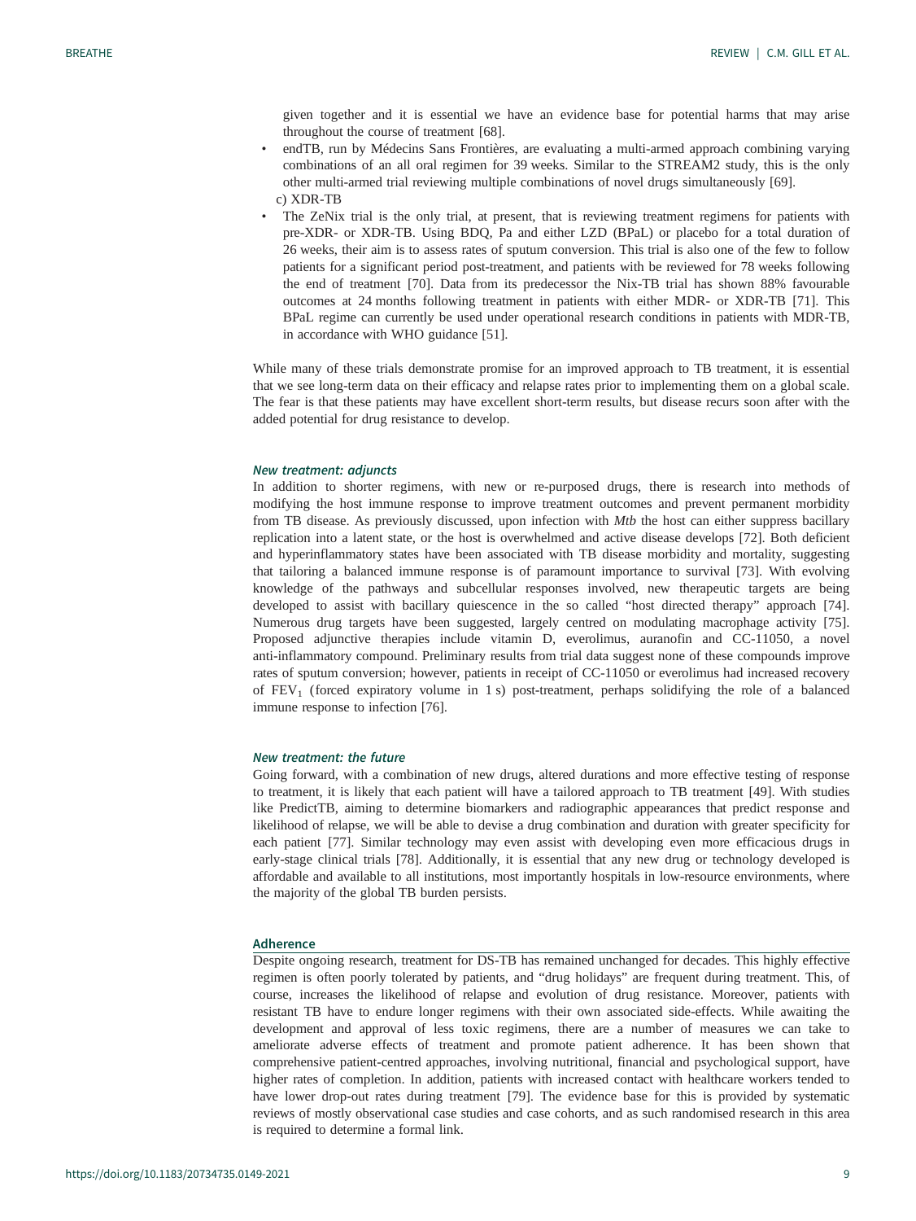given together and it is essential we have an evidence base for potential harms that may arise throughout the course of treatment [68].

- endTB, run by Médecins Sans Frontières, are evaluating a multi-armed approach combining varying combinations of an all oral regimen for 39 weeks. Similar to the STREAM2 study, this is the only other multi-armed trial reviewing multiple combinations of novel drugs simultaneously [69].

c) XDR-TB

- The ZeNix trial is the only trial, at present, that is reviewing treatment regimens for patients with pre-XDR- or XDR-TB. Using BDQ, Pa and either LZD (BPaL) or placebo for a total duration of 26 weeks, their aim is to assess rates of sputum conversion. This trial is also one of the few to follow patients for a significant period post-treatment, and patients with be reviewed for 78 weeks following the end of treatment [70]. Data from its predecessor the Nix-TB trial has shown 88% favourable outcomes at 24 months following treatment in patients with either MDR- or XDR-TB [71]. This BPaL regime can currently be used under operational research conditions in patients with MDR-TB, in accordance with WHO guidance [51].

While many of these trials demonstrate promise for an improved approach to TB treatment, it is essential that we see long-term data on their efficacy and relapse rates prior to implementing them on a global scale. The fear is that these patients may have excellent short-term results, but disease recurs soon after with the added potential for drug resistance to develop.

### *New treatment: adjuncts*

In addition to shorter regimens, with new or re-purposed drugs, there is research into methods of modifying the host immune response to improve treatment outcomes and prevent permanent morbidity from TB disease. As previously discussed, upon infection with *Mtb* the host can either suppress bacillary replication into a latent state, or the host is overwhelmed and active disease develops [72]. Both deficient and hyperinflammatory states have been associated with TB disease morbidity and mortality, suggesting that tailoring a balanced immune response is of paramount importance to survival [73]. With evolving knowledge of the pathways and subcellular responses involved, new therapeutic targets are being developed to assist with bacillary quiescence in the so called "host directed therapy" approach [74]. Numerous drug targets have been suggested, largely centred on modulating macrophage activity [75]. Proposed adjunctive therapies include vitamin D, everolimus, auranofin and CC-11050, a novel anti-inflammatory compound. Preliminary results from trial data suggest none of these compounds improve rates of sputum conversion; however, patients in receipt of CC-11050 or everolimus had increased recovery of $FEV_1$ (forced expiratory volume in 1 s) post-treatment, perhaps solidifying the role of a balanced immune response to infection [76].

### *New treatment: the future*

Going forward, with a combination of new drugs, altered durations and more effective testing of response to treatment, it is likely that each patient will have a tailored approach to TB treatment [49]. With studies like PredictTB, aiming to determine biomarkers and radiographic appearances that predict response and likelihood of relapse, we will be able to devise a drug combination and duration with greater specificity for each patient [77]. Similar technology may even assist with developing even more efficacious drugs in early-stage clinical trials [78]. Additionally, it is essential that any new drug or technology developed is affordable and available to all institutions, most importantly hospitals in low-resource environments, where the majority of the global TB burden persists.

## Adherence

Despite ongoing research, treatment for DS-TB has remained unchanged for decades. This highly effective regimen is often poorly tolerated by patients, and "drug holidays" are frequent during treatment. This, of course, increases the likelihood of relapse and evolution of drug resistance. Moreover, patients with resistant TB have to endure longer regimens with their own associated side-effects. While awaiting the development and approval of less toxic regimens, there are a number of measures we can take to ameliorate adverse effects of treatment and promote patient adherence. It has been shown that comprehensive patient-centred approaches, involving nutritional, financial and psychological support, have higher rates of completion. In addition, patients with increased contact with healthcare workers tended to have lower drop-out rates during treatment [79]. The evidence base for this is provided by systematic reviews of mostly observational case studies and case cohorts, and as such randomised research in this area is required to determine a formal link.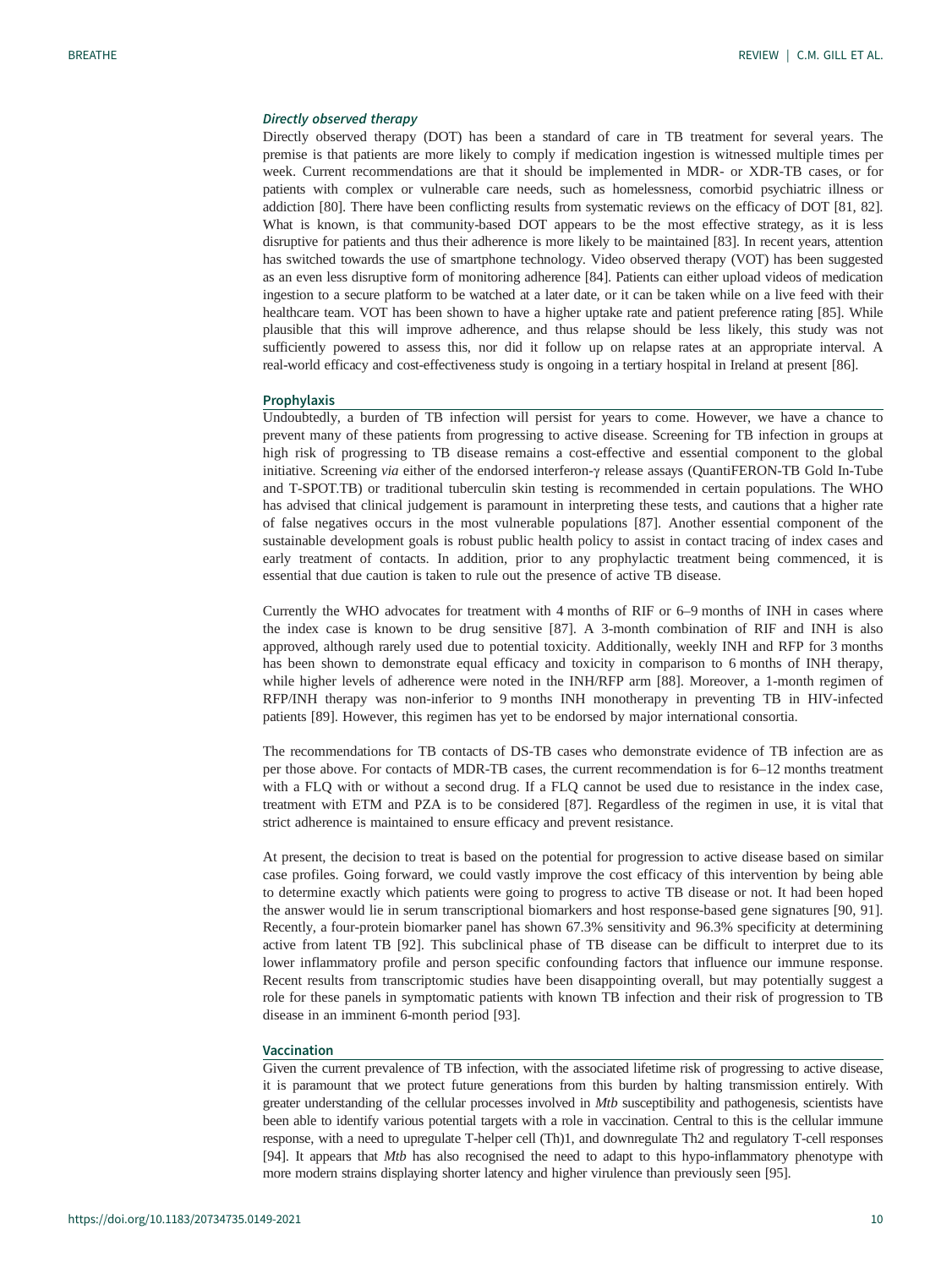### *Directly observed therapy*

Directly observed therapy (DOT) has been a standard of care in TB treatment for several years. The premise is that patients are more likely to comply if medication ingestion is witnessed multiple times per week. Current recommendations are that it should be implemented in MDR- or XDR-TB cases, or for patients with complex or vulnerable care needs, such as homelessness, comorbid psychiatric illness or addiction [80]. There have been conflicting results from systematic reviews on the efficacy of DOT [81, 82]. What is known, is that community-based DOT appears to be the most effective strategy, as it is less disruptive for patients and thus their adherence is more likely to be maintained [83]. In recent years, attention has switched towards the use of smartphone technology. Video observed therapy (VOT) has been suggested as an even less disruptive form of monitoring adherence [84]. Patients can either upload videos of medication ingestion to a secure platform to be watched at a later date, or it can be taken while on a live feed with their healthcare team. VOT has been shown to have a higher uptake rate and patient preference rating [85]. While plausible that this will improve adherence, and thus relapse should be less likely, this study was not sufficiently powered to assess this, nor did it follow up on relapse rates at an appropriate interval. A real-world efficacy and cost-effectiveness study is ongoing in a tertiary hospital in Ireland at present [86].

## Prophylaxis

Undoubtedly, a burden of TB infection will persist for years to come. However, we have a chance to prevent many of these patients from progressing to active disease. Screening for TB infection in groups at high risk of progressing to TB disease remains a cost-effective and essential component to the global initiative. Screening *via* either of the endorsed interferon-γ release assays (QuantiFERON-TB Gold In-Tube and T-SPOT.TB) or traditional tuberculin skin testing is recommended in certain populations. The WHO has advised that clinical judgement is paramount in interpreting these tests, and cautions that a higher rate of false negatives occurs in the most vulnerable populations [87]. Another essential component of the sustainable development goals is robust public health policy to assist in contact tracing of index cases and early treatment of contacts. In addition, prior to any prophylactic treatment being commenced, it is essential that due caution is taken to rule out the presence of active TB disease.

Currently the WHO advocates for treatment with 4 months of RIF or 6–9 months of INH in cases where the index case is known to be drug sensitive [87]. A 3-month combination of RIF and INH is also approved, although rarely used due to potential toxicity. Additionally, weekly INH and RFP for 3 months has been shown to demonstrate equal efficacy and toxicity in comparison to 6 months of INH therapy, while higher levels of adherence were noted in the INH/RFP arm [88]. Moreover, a 1-month regimen of RFP/INH therapy was non-inferior to 9 months INH monotherapy in preventing TB in HIV-infected patients [89]. However, this regimen has yet to be endorsed by major international consortia.

The recommendations for TB contacts of DS-TB cases who demonstrate evidence of TB infection are as per those above. For contacts of MDR-TB cases, the current recommendation is for 6–12 months treatment with a FLQ with or without a second drug. If a FLQ cannot be used due to resistance in the index case, treatment with ETM and PZA is to be considered [87]. Regardless of the regimen in use, it is vital that strict adherence is maintained to ensure efficacy and prevent resistance.

At present, the decision to treat is based on the potential for progression to active disease based on similar case profiles. Going forward, we could vastly improve the cost efficacy of this intervention by being able to determine exactly which patients were going to progress to active TB disease or not. It had been hoped the answer would lie in serum transcriptional biomarkers and host response-based gene signatures [90, 91]. Recently, a four-protein biomarker panel has shown 67.3% sensitivity and 96.3% specificity at determining active from latent TB [92]. This subclinical phase of TB disease can be difficult to interpret due to its lower inflammatory profile and person specific confounding factors that influence our immune response. Recent results from transcriptomic studies have been disappointing overall, but may potentially suggest a role for these panels in symptomatic patients with known TB infection and their risk of progression to TB disease in an imminent 6-month period [93].

## Vaccination

Given the current prevalence of TB infection, with the associated lifetime risk of progressing to active disease, it is paramount that we protect future generations from this burden by halting transmission entirely. With greater understanding of the cellular processes involved in *Mtb* susceptibility and pathogenesis, scientists have been able to identify various potential targets with a role in vaccination. Central to this is the cellular immune response, with a need to upregulate T-helper cell (Th)1, and downregulate Th2 and regulatory T-cell responses [94]. It appears that *Mtb* has also recognised the need to adapt to this hypo-inflammatory phenotype with more modern strains displaying shorter latency and higher virulence than previously seen [95].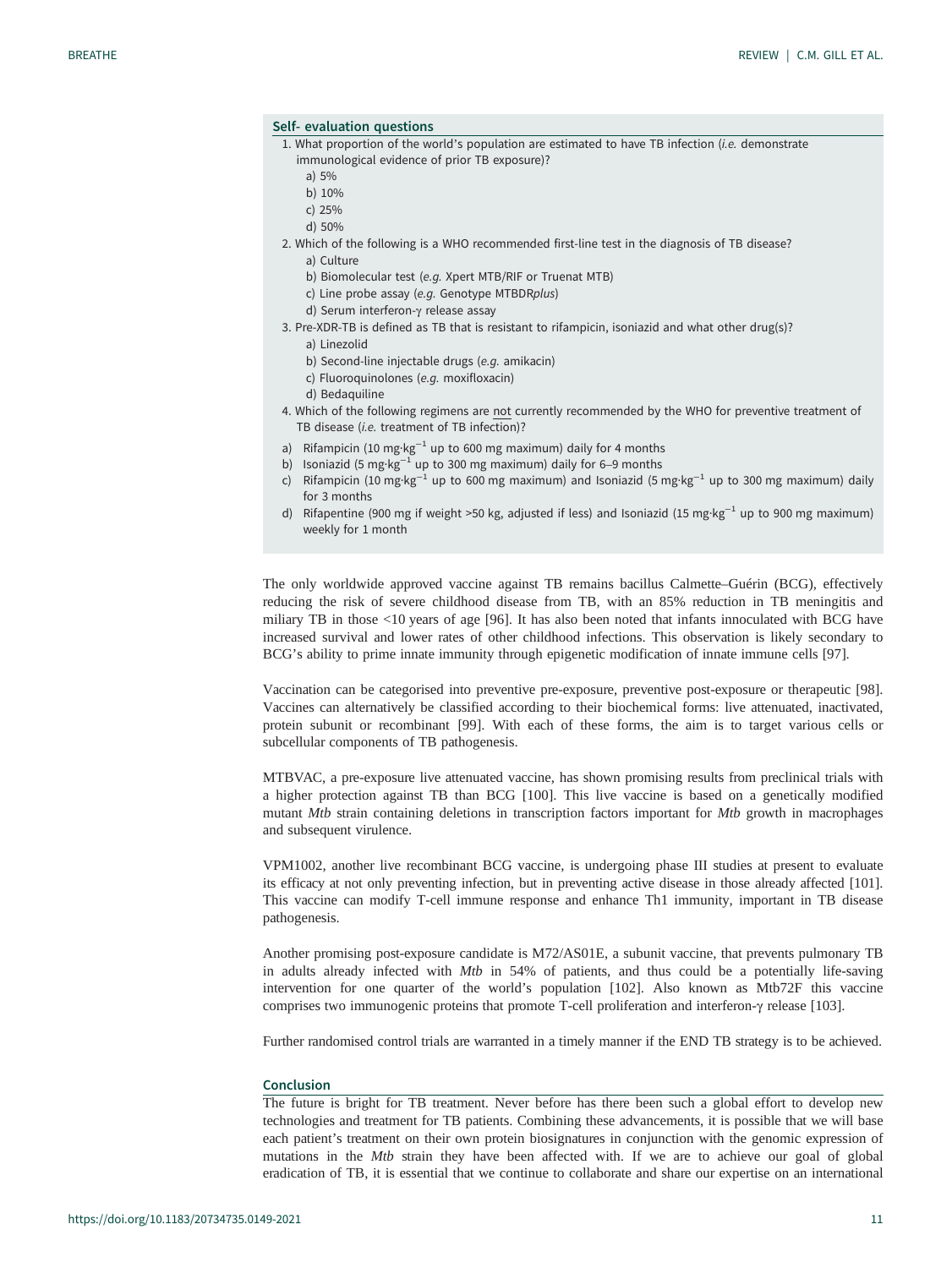### Self- evaluation questions

1. What proportion of the world's population are estimated to have TB infection (*i.e.* demonstrate immunological evidence of prior TB exposure)?
   a) 5%
   b) 10%
   c) 25%
   d) 50%
2. Which of the following is a WHO recommended first-line test in the diagnosis of TB disease?
   a) Culture
   b) Biomolecular test (*e.g.* Xpert MTB/RIF or Truenat MTB)
   c) Line probe assay (*e.g.* Genotype MTBDR*plus*)
   d) Serum interferon-γ release assay
3. Pre-XDR-TB is defined as TB that is resistant to rifampicin, isoniazid and what other drug(s)?
   a) Linezolid
   b) Second-line injectable drugs (*e.g.* amikacin)
   c) Fluoroquinolones (*e.g.* moxifloxacin)
   d) Bedaquiline
4. Which of the following regimens are not currently recommended by the WHO for preventive treatment of TB disease (*i.e.* treatment of TB infection)?
   a) Rifampicin (10 $mg \cdot kg^{-1}$ up to 600 mg maximum) daily for 4 months
   b) Isoniazid (5 $mg \cdot kg^{-1}$ up to 300 mg maximum) daily for 6–9 months
   c) Rifampicin (10 $mg \cdot kg^{-1}$ up to 600 mg maximum) and Isoniazid (5 $mg \cdot kg^{-1}$ up to 300 mg maximum) daily for 3 months
   d) Rifapentine (900 mg if weight >50 kg, adjusted if less) and Isoniazid (15 $mg \cdot kg^{-1}$ up to 900 mg maximum) weekly for 1 month

The only worldwide approved vaccine against TB remains bacillus Calmette–Guérin (BCG), effectively reducing the risk of severe childhood disease from TB, with an 85% reduction in TB meningitis and miliary TB in those <10 years of age [96]. It has also been noted that infants innoculated with BCG have increased survival and lower rates of other childhood infections. This observation is likely secondary to BCG's ability to prime innate immunity through epigenetic modification of innate immune cells [97].

Vaccination can be categorised into preventive pre-exposure, preventive post-exposure or therapeutic [98]. Vaccines can alternatively be classified according to their biochemical forms: live attenuated, inactivated, protein subunit or recombinant [99]. With each of these forms, the aim is to target various cells or subcellular components of TB pathogenesis.

MTBVAC, a pre-exposure live attenuated vaccine, has shown promising results from preclinical trials with a higher protection against TB than BCG [100]. This live vaccine is based on a genetically modified mutant *Mtb* strain containing deletions in transcription factors important for *Mtb* growth in macrophages and subsequent virulence.

VPM1002, another live recombinant BCG vaccine, is undergoing phase III studies at present to evaluate its efficacy at not only preventing infection, but in preventing active disease in those already affected [101]. This vaccine can modify T-cell immune response and enhance Th1 immunity, important in TB disease pathogenesis.

Another promising post-exposure candidate is M72/AS01E, a subunit vaccine, that prevents pulmonary TB in adults already infected with *Mtb* in 54% of patients, and thus could be a potentially life-saving intervention for one quarter of the world's population [102]. Also known as Mtb72F this vaccine comprises two immunogenic proteins that promote T-cell proliferation and interferon-γ release [103].

Further randomised control trials are warranted in a timely manner if the END TB strategy is to be achieved.

### Conclusion

The future is bright for TB treatment. Never before has there been such a global effort to develop new technologies and treatment for TB patients. Combining these advancements, it is possible that we will base each patient's treatment on their own protein biosignatures in conjunction with the genomic expression of mutations in the *Mtb* strain they have been affected with. If we are to achieve our goal of global eradication of TB, it is essential that we continue to collaborate and share our expertise on an international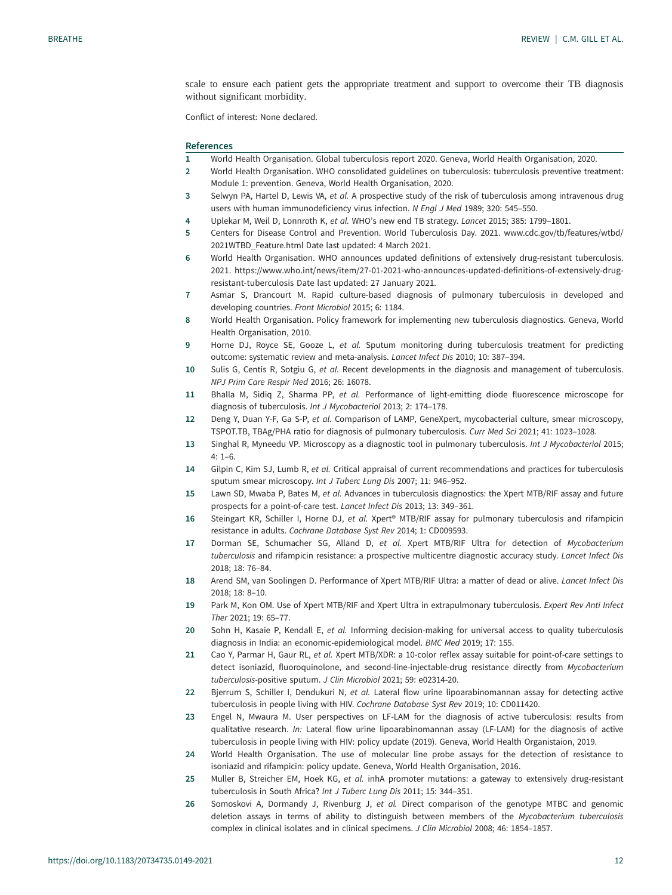scale to ensure each patient gets the appropriate treatment and support to overcome their TB diagnosis without significant morbidity.

Conflict of interest: None declared.

## References

1. World Health Organisation. Global tuberculosis report 2020. Geneva, World Health Organisation, 2020.
2. World Health Organisation. WHO consolidated guidelines on tuberculosis: tuberculosis preventive treatment: Module 1: prevention. Geneva, World Health Organisation, 2020.
3. Selwyn PA, Hartel D, Lewis VA, *et al.* A prospective study of the risk of tuberculosis among intravenous drug users with human immunodeficiency virus infection. *N Engl J Med* 1989; 320: 545–550.
4. Uplekar M, Weil D, Lonnroth K, *et al.* WHO's new end TB strategy. *Lancet* 2015; 385: 1799–1801.
5. Centers for Disease Control and Prevention. World Tuberculosis Day. 2021. www.cdc.gov/tb/features/wtbd/2021WTBD_Feature.html Date last updated: 4 March 2021.
6. World Health Organisation. WHO announces updated definitions of extensively drug-resistant tuberculosis. 2021. https://www.who.int/news/item/27-01-2021-who-announces-updated-definitions-of-extensively-drug-resistant-tuberculosis Date last updated: 27 January 2021.
7. Asmar S, Drancourt M. Rapid culture-based diagnosis of pulmonary tuberculosis in developed and developing countries. *Front Microbiol* 2015; 6: 1184.
8. World Health Organisation. Policy framework for implementing new tuberculosis diagnostics. Geneva, World Health Organisation, 2010.
9. Horne DJ, Royce SE, Gooze L, *et al.* Sputum monitoring during tuberculosis treatment for predicting outcome: systematic review and meta-analysis. *Lancet Infect Dis* 2010; 10: 387–394.
10. Sulis G, Centis R, Sotgiu G, *et al.* Recent developments in the diagnosis and management of tuberculosis. *NPJ Prim Care Respir Med* 2016; 26: 16078.
11. Bhalla M, Sidiq Z, Sharma PP, *et al.* Performance of light-emitting diode fluorescence microscope for diagnosis of tuberculosis. *Int J Mycobacteriol* 2013; 2: 174–178.
12. Deng Y, Duan Y-F, Ga S-P, *et al.* Comparison of LAMP, GeneXpert, mycobacterial culture, smear microscopy, TSPOT.TB, TBAg/PHA ratio for diagnosis of pulmonary tuberculosis. *Curr Med Sci* 2021; 41: 1023–1028.
13. Singhal R, Myneedu VP. Microscopy as a diagnostic tool in pulmonary tuberculosis. *Int J Mycobacteriol* 2015; 4: 1–6.
14. Gilpin C, Kim SJ, Lumb R, *et al.* Critical appraisal of current recommendations and practices for tuberculosis sputum smear microscopy. *Int J Tuberc Lung Dis* 2007; 11: 946–952.
15. Lawn SD, Mwaba P, Bates M, *et al.* Advances in tuberculosis diagnostics: the Xpert MTB/RIF assay and future prospects for a point-of-care test. *Lancet Infect Dis* 2013; 13: 349–361.
16. Steingart KR, Schiller I, Horne DJ, *et al.* Xpert® MTB/RIF assay for pulmonary tuberculosis and rifampicin resistance in adults. *Cochrane Database Syst Rev* 2014; 1: CD009593.
17. Dorman SE, Schumacher SG, Alland D, *et al.* Xpert MTB/RIF Ultra for detection of *Mycobacterium tuberculosis* and rifampicin resistance: a prospective multicentre diagnostic accuracy study. *Lancet Infect Dis* 2018; 18: 76–84.
18. Arend SM, van Soolingen D. Performance of Xpert MTB/RIF Ultra: a matter of dead or alive. *Lancet Infect Dis* 2018; 18: 8–10.
19. Park M, Kon OM. Use of Xpert MTB/RIF and Xpert Ultra in extrapulmonary tuberculosis. *Expert Rev Anti Infect Ther* 2021; 19: 65–77.
20. Sohn H, Kasaie P, Kendall E, *et al.* Informing decision-making for universal access to quality tuberculosis diagnosis in India: an economic-epidemiological model. *BMC Med* 2019; 17: 155.
21. Cao Y, Parmar H, Gaur RL, *et al.* Xpert MTB/XDR: a 10-color reflex assay suitable for point-of-care settings to detect isoniazid, fluoroquinolone, and second-line-injectable-drug resistance directly from *Mycobacterium tuberculosis*-positive sputum. *J Clin Microbiol* 2021; 59: e02314-20.
22. Bjerrum S, Schiller I, Dendukuri N, *et al.* Lateral flow urine lipoarabinomannan assay for detecting active tuberculosis in people living with HIV. *Cochrane Database Syst Rev* 2019; 10: CD011420.
23. Engel N, Mwaura M. User perspectives on LF-LAM for the diagnosis of active tuberculosis: results from qualitative research. *In:* Lateral flow urine lipoarabinomannan assay (LF-LAM) for the diagnosis of active tuberculosis in people living with HIV: policy update (2019). Geneva, World Health Organistaion, 2019.
24. World Health Organisation. The use of molecular line probe assays for the detection of resistance to isoniazid and rifampicin: policy update. Geneva, World Health Organisation, 2016.
25. Muller B, Streicher EM, Hoek KG, *et al.* inhA promoter mutations: a gateway to extensively drug-resistant tuberculosis in South Africa? *Int J Tuberc Lung Dis* 2011; 15: 344–351.
26. Somoskovi A, Dormandy J, Rivenburg J, *et al.* Direct comparison of the genotype MTBC and genomic deletion assays in terms of ability to distinguish between members of the *Mycobacterium tuberculosis* complex in clinical isolates and in clinical specimens. *J Clin Microbiol* 2008; 46: 1854–1857.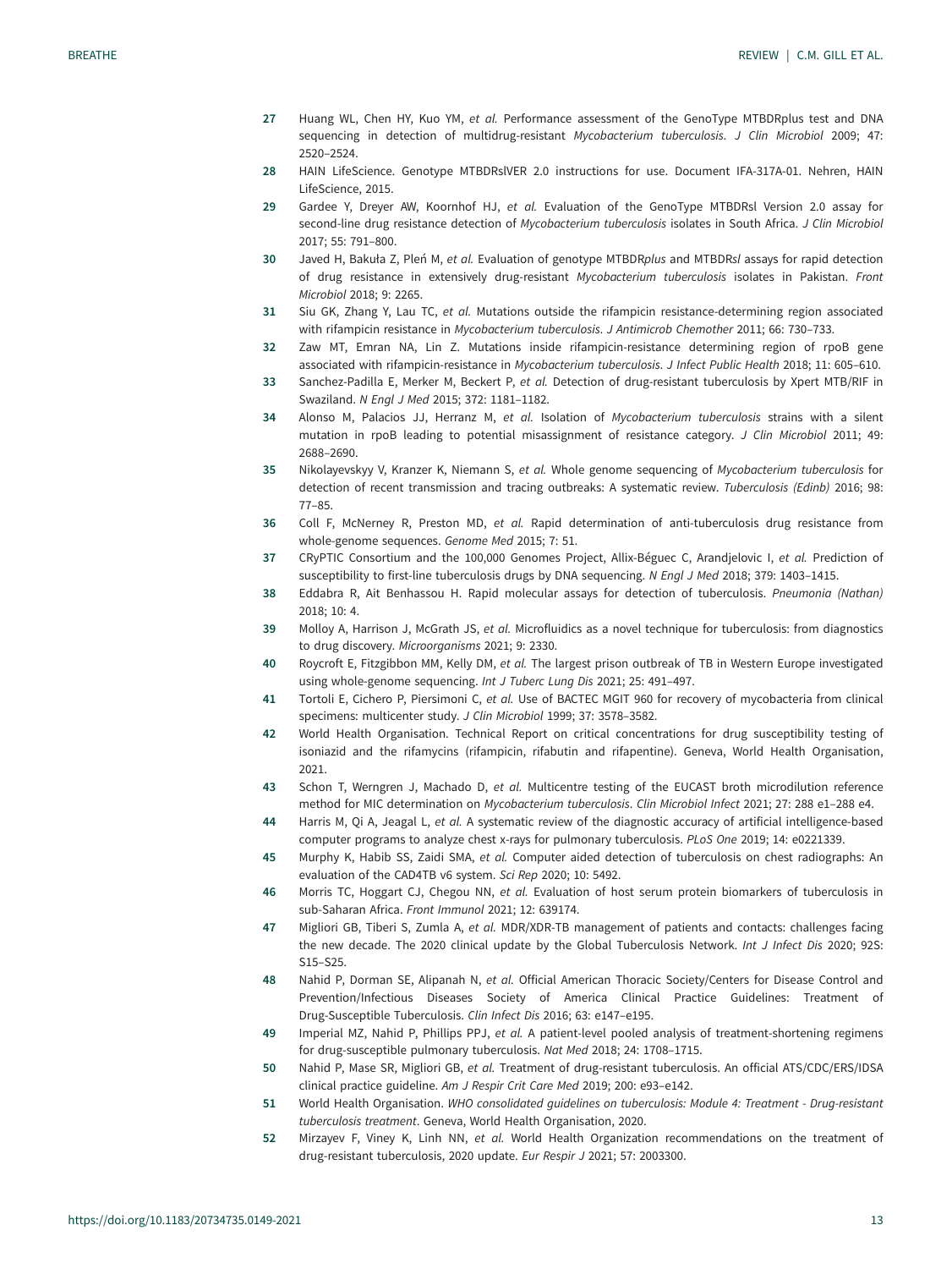27 Huang WL, Chen HY, Kuo YM, *et al.* Performance assessment of the GenoType MTBDRplus test and DNA sequencing in detection of multidrug-resistant *Mycobacterium tuberculosis*. *J Clin Microbiol* 2009; 47: 2520–2524.

28 HAIN LifeScience. Genotype MTBDRslVER 2.0 instructions for use. Document IFA-317A-01. Nehren, HAIN LifeScience, 2015.

29 Gardee Y, Dreyer AW, Koornhof HJ, *et al.* Evaluation of the GenoType MTBDRsl Version 2.0 assay for second-line drug resistance detection of *Mycobacterium tuberculosis* isolates in South Africa. *J Clin Microbiol* 2017; 55: 791–800.

30 Javed H, Bakuła Z, Pleń M, *et al.* Evaluation of genotype MTBDR*plus* and MTBDR*sl* assays for rapid detection of drug resistance in extensively drug-resistant *Mycobacterium tuberculosis* isolates in Pakistan. *Front Microbiol* 2018; 9: 2265.

31 Siu GK, Zhang Y, Lau TC, *et al.* Mutations outside the rifampicin resistance-determining region associated with rifampicin resistance in *Mycobacterium tuberculosis*. *J Antimicrob Chemother* 2011; 66: 730–733.

32 Zaw MT, Emran NA, Lin Z. Mutations inside rifampicin-resistance determining region of rpoB gene associated with rifampicin-resistance in *Mycobacterium tuberculosis*. *J Infect Public Health* 2018; 11: 605–610.

33 Sanchez-Padilla E, Merker M, Beckert P, *et al.* Detection of drug-resistant tuberculosis by Xpert MTB/RIF in Swaziland. *N Engl J Med* 2015; 372: 1181–1182.

34 Alonso M, Palacios JJ, Herranz M, *et al.* Isolation of *Mycobacterium tuberculosis* strains with a silent mutation in rpoB leading to potential misassignment of resistance category. *J Clin Microbiol* 2011; 49: 2688–2690.

35 Nikolayevskyy V, Kranzer K, Niemann S, *et al.* Whole genome sequencing of *Mycobacterium tuberculosis* for detection of recent transmission and tracing outbreaks: A systematic review. *Tuberculosis (Edinb)* 2016; 98: 77–85.

36 Coll F, McNerney R, Preston MD, *et al.* Rapid determination of anti-tuberculosis drug resistance from whole-genome sequences. *Genome Med* 2015; 7: 51.

37 CRyPTIC Consortium and the 100,000 Genomes Project, Allix-Béguec C, Arandjelovic I, *et al.* Prediction of susceptibility to first-line tuberculosis drugs by DNA sequencing. *N Engl J Med* 2018; 379: 1403–1415.

38 Eddabra R, Ait Benhassou H. Rapid molecular assays for detection of tuberculosis. *Pneumonia (Nathan)* 2018; 10: 4.

39 Molloy A, Harrison J, McGrath JS, *et al.* Microfluidics as a novel technique for tuberculosis: from diagnostics to drug discovery. *Microorganisms* 2021; 9: 2330.

40 Roycroft E, Fitzgibbon MM, Kelly DM, *et al.* The largest prison outbreak of TB in Western Europe investigated using whole-genome sequencing. *Int J Tuberc Lung Dis* 2021; 25: 491–497.

41 Tortoli E, Cichero P, Piersimoni C, *et al.* Use of BACTEC MGIT 960 for recovery of mycobacteria from clinical specimens: multicenter study. *J Clin Microbiol* 1999; 37: 3578–3582.

42 World Health Organisation. Technical Report on critical concentrations for drug susceptibility testing of isoniazid and the rifamycins (rifampicin, rifabutin and rifapentine). Geneva, World Health Organisation, 2021.

43 Schon T, Werngren J, Machado D, *et al.* Multicentre testing of the EUCAST broth microdilution reference method for MIC determination on *Mycobacterium tuberculosis*. *Clin Microbiol Infect* 2021; 27: 288 e1–288 e4.

44 Harris M, Qi A, Jeagal L, *et al.* A systematic review of the diagnostic accuracy of artificial intelligence-based computer programs to analyze chest x-rays for pulmonary tuberculosis. *PLoS One* 2019; 14: e0221339.

45 Murphy K, Habib SS, Zaidi SMA, *et al.* Computer aided detection of tuberculosis on chest radiographs: An evaluation of the CAD4TB v6 system. *Sci Rep* 2020; 10: 5492.

46 Morris TC, Hoggart CJ, Chegou NN, *et al.* Evaluation of host serum protein biomarkers of tuberculosis in sub-Saharan Africa. *Front Immunol* 2021; 12: 639174.

47 Migliori GB, Tiberi S, Zumla A, *et al.* MDR/XDR-TB management of patients and contacts: challenges facing the new decade. The 2020 clinical update by the Global Tuberculosis Network. *Int J Infect Dis* 2020; 92S: S15–S25.

48 Nahid P, Dorman SE, Alipanah N, *et al.* Official American Thoracic Society/Centers for Disease Control and Prevention/Infectious Diseases Society of America Clinical Practice Guidelines: Treatment of Drug-Susceptible Tuberculosis. *Clin Infect Dis* 2016; 63: e147–e195.

49 Imperial MZ, Nahid P, Phillips PPJ, *et al.* A patient-level pooled analysis of treatment-shortening regimens for drug-susceptible pulmonary tuberculosis. *Nat Med* 2018; 24: 1708–1715.

50 Nahid P, Mase SR, Migliori GB, *et al.* Treatment of drug-resistant tuberculosis. An official ATS/CDC/ERS/IDSA clinical practice guideline. *Am J Respir Crit Care Med* 2019; 200: e93–e142.

51 World Health Organisation. *WHO consolidated guidelines on tuberculosis: Module 4: Treatment - Drug-resistant tuberculosis treatment*. Geneva, World Health Organisation, 2020.

52 Mirzayev F, Viney K, Linh NN, *et al.* World Health Organization recommendations on the treatment of drug-resistant tuberculosis, 2020 update. *Eur Respir J* 2021; 57: 2003300.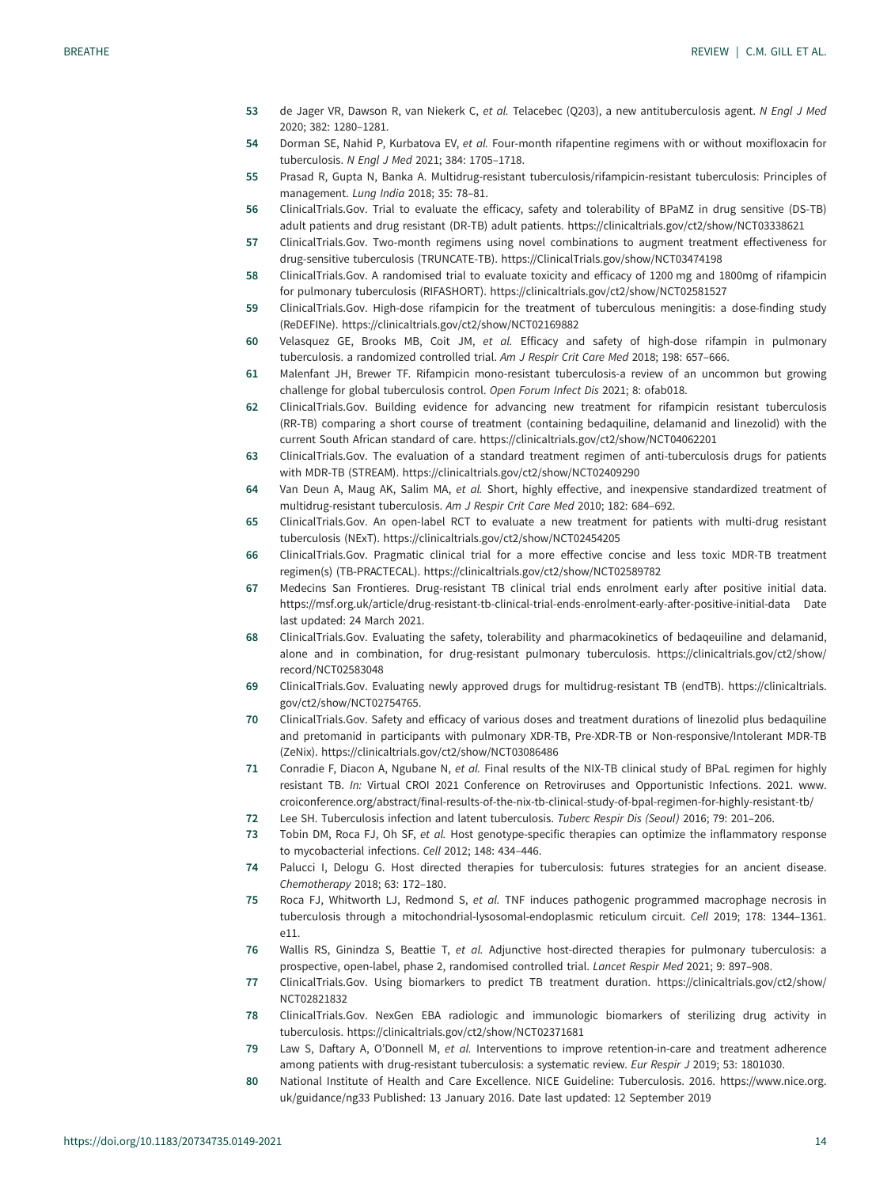53 de Jager VR, Dawson R, van Niekerk C, *et al.* Telacebec (Q203), a new antituberculosis agent. *N Engl J Med* 2020; 382: 1280–1281.

54 Dorman SE, Nahid P, Kurbatova EV, *et al.* Four-month rifapentine regimens with or without moxifloxacin for tuberculosis. *N Engl J Med* 2021; 384: 1705–1718.

55 Prasad R, Gupta N, Banka A. Multidrug-resistant tuberculosis/rifampicin-resistant tuberculosis: Principles of management. *Lung India* 2018; 35: 78–81.

56 ClinicalTrials.Gov. Trial to evaluate the efficacy, safety and tolerability of BPaMZ in drug sensitive (DS-TB) adult patients and drug resistant (DR-TB) adult patients. https://clinicaltrials.gov/ct2/show/NCT03338621

57 ClinicalTrials.Gov. Two-month regimens using novel combinations to augment treatment effectiveness for drug-sensitive tuberculosis (TRUNCATE-TB). https://ClinicalTrials.gov/show/NCT03474198

58 ClinicalTrials.Gov. A randomised trial to evaluate toxicity and efficacy of 1200 mg and 1800mg of rifampicin for pulmonary tuberculosis (RIFASHORT). https://clinicaltrials.gov/ct2/show/NCT02581527

59 ClinicalTrials.Gov. High-dose rifampicin for the treatment of tuberculous meningitis: a dose-finding study (ReDEFINe). https://clinicaltrials.gov/ct2/show/NCT02169882

60 Velasquez GE, Brooks MB, Coit JM, *et al.* Efficacy and safety of high-dose rifampin in pulmonary tuberculosis. a randomized controlled trial. *Am J Respir Crit Care Med* 2018; 198: 657–666.

61 Malenfant JH, Brewer TF. Rifampicin mono-resistant tuberculosis-a review of an uncommon but growing challenge for global tuberculosis control. *Open Forum Infect Dis* 2021; 8: ofab018.

62 ClinicalTrials.Gov. Building evidence for advancing new treatment for rifampicin resistant tuberculosis (RR-TB) comparing a short course of treatment (containing bedaquiline, delamanid and linezolid) with the current South African standard of care. https://clinicaltrials.gov/ct2/show/NCT04062201

63 ClinicalTrials.Gov. The evaluation of a standard treatment regimen of anti-tuberculosis drugs for patients with MDR-TB (STREAM). https://clinicaltrials.gov/ct2/show/NCT02409290

64 Van Deun A, Maug AK, Salim MA, *et al.* Short, highly effective, and inexpensive standardized treatment of multidrug-resistant tuberculosis. *Am J Respir Crit Care Med* 2010; 182: 684–692.

65 ClinicalTrials.Gov. An open-label RCT to evaluate a new treatment for patients with multi-drug resistant tuberculosis (NExT). https://clinicaltrials.gov/ct2/show/NCT02454205

66 ClinicalTrials.Gov. Pragmatic clinical trial for a more effective concise and less toxic MDR-TB treatment regimen(s) (TB-PRACTECAL). https://clinicaltrials.gov/ct2/show/NCT02589782

67 Medecins San Frontieres. Drug-resistant TB clinical trial ends enrolment early after positive initial data. https://msf.org.uk/article/drug-resistant-tb-clinical-trial-ends-enrolment-early-after-positive-initial-data Date last updated: 24 March 2021.

68 ClinicalTrials.Gov. Evaluating the safety, tolerability and pharmacokinetics of bedaqeuiline and delamanid, alone and in combination, for drug-resistant pulmonary tuberculosis. https://clinicaltrials.gov/ct2/show/record/NCT02583048

69 ClinicalTrials.Gov. Evaluating newly approved drugs for multidrug-resistant TB (endTB). https://clinicaltrials.gov/ct2/show/NCT02754765.

70 ClinicalTrials.Gov. Safety and efficacy of various doses and treatment durations of linezolid plus bedaquiline and pretomanid in participants with pulmonary XDR-TB, Pre-XDR-TB or Non-responsive/Intolerant MDR-TB (ZeNix). https://clinicaltrials.gov/ct2/show/NCT03086486

71 Conradie F, Diacon A, Ngubane N, *et al.* Final results of the NIX-TB clinical study of BPaL regimen for highly resistant TB. *In:* Virtual CROI 2021 Conference on Retroviruses and Opportunistic Infections. 2021. www.croiconference.org/abstract/final-results-of-the-nix-tb-clinical-study-of-bpal-regimen-for-highly-resistant-tb/

72 Lee SH. Tuberculosis infection and latent tuberculosis. *Tuberc Respir Dis (Seoul)* 2016; 79: 201–206.

73 Tobin DM, Roca FJ, Oh SF, *et al.* Host genotype-specific therapies can optimize the inflammatory response to mycobacterial infections. *Cell* 2012; 148: 434–446.

74 Palucci I, Delogu G. Host directed therapies for tuberculosis: futures strategies for an ancient disease. *Chemotherapy* 2018; 63: 172–180.

75 Roca FJ, Whitworth LJ, Redmond S, *et al.* TNF induces pathogenic programmed macrophage necrosis in tuberculosis through a mitochondrial-lysosomal-endoplasmic reticulum circuit. *Cell* 2019; 178: 1344–1361. e11.

76 Wallis RS, Ginindza S, Beattie T, *et al.* Adjunctive host-directed therapies for pulmonary tuberculosis: a prospective, open-label, phase 2, randomised controlled trial. *Lancet Respir Med* 2021; 9: 897–908.

77 ClinicalTrials.Gov. Using biomarkers to predict TB treatment duration. https://clinicaltrials.gov/ct2/show/NCT02821832

78 ClinicalTrials.Gov. NexGen EBA radiologic and immunologic biomarkers of sterilizing drug activity in tuberculosis. https://clinicaltrials.gov/ct2/show/NCT02371681

79 Law S, Daftary A, O'Donnell M, *et al.* Interventions to improve retention-in-care and treatment adherence among patients with drug-resistant tuberculosis: a systematic review. *Eur Respir J* 2019; 53: 1801030.

80 National Institute of Health and Care Excellence. NICE Guideline: Tuberculosis. 2016. https://www.nice.org.uk/guidance/ng33 Published: 13 January 2016. Date last updated: 12 September 2019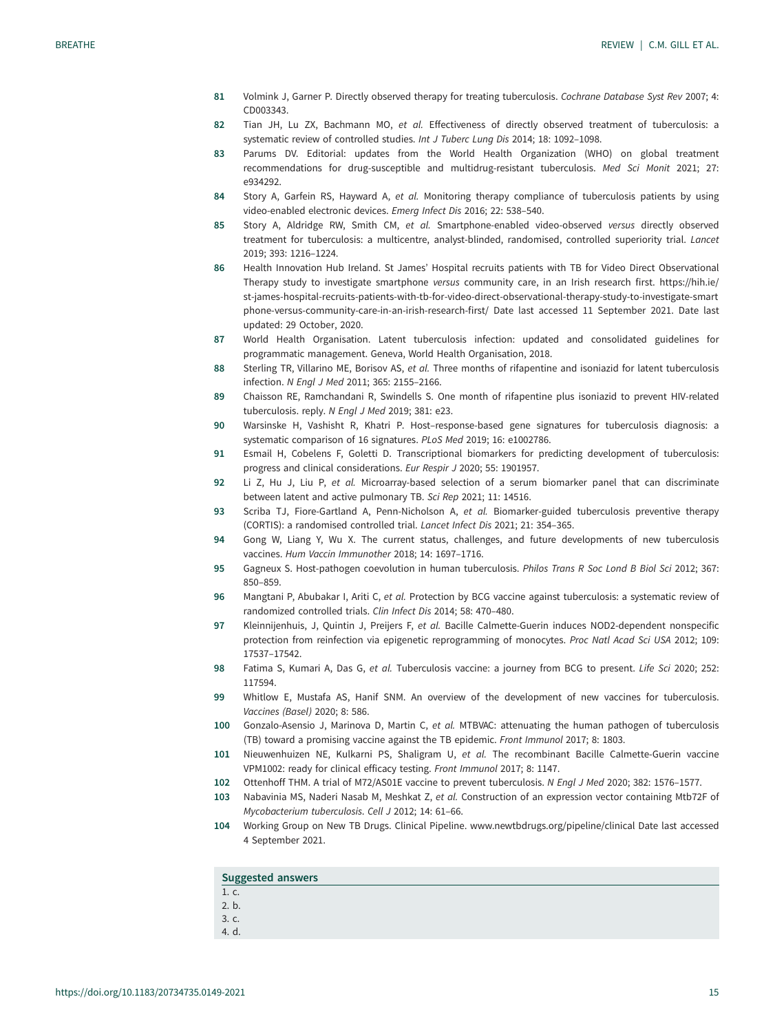81 Volmink J, Garner P. Directly observed therapy for treating tuberculosis. *Cochrane Database Syst Rev* 2007; 4: CD003343.

82 Tian JH, Lu ZX, Bachmann MO, *et al.* Effectiveness of directly observed treatment of tuberculosis: a systematic review of controlled studies. *Int J Tuberc Lung Dis* 2014; 18: 1092–1098.

83 Parums DV. Editorial: updates from the World Health Organization (WHO) on global treatment recommendations for drug-susceptible and multidrug-resistant tuberculosis. *Med Sci Monit* 2021; 27: e934292.

84 Story A, Garfein RS, Hayward A, *et al.* Monitoring therapy compliance of tuberculosis patients by using video-enabled electronic devices. *Emerg Infect Dis* 2016; 22: 538–540.

85 Story A, Aldridge RW, Smith CM, *et al.* Smartphone-enabled video-observed *versus* directly observed treatment for tuberculosis: a multicentre, analyst-blinded, randomised, controlled superiority trial. *Lancet* 2019; 393: 1216–1224.

86 Health Innovation Hub Ireland. St James' Hospital recruits patients with TB for Video Direct Observational Therapy study to investigate smartphone *versus* community care, in an Irish research first. https://hih.ie/st-james-hospital-recruits-patients-with-tb-for-video-direct-observational-therapy-study-to-investigate-smartphone-versus-community-care-in-an-irish-research-first/ Date last accessed 11 September 2021. Date last updated: 29 October, 2020.

87 World Health Organisation. Latent tuberculosis infection: updated and consolidated guidelines for programmatic management. Geneva, World Health Organisation, 2018.

88 Sterling TR, Villarino ME, Borisov AS, *et al.* Three months of rifapentine and isoniazid for latent tuberculosis infection. *N Engl J Med* 2011; 365: 2155–2166.

89 Chaisson RE, Ramchandani R, Swindells S. One month of rifapentine plus isoniazid to prevent HIV-related tuberculosis. reply. *N Engl J Med* 2019; 381: e23.

90 Warsinske H, Vashisht R, Khatri P. Host–response-based gene signatures for tuberculosis diagnosis: a systematic comparison of 16 signatures. *PLoS Med* 2019; 16: e1002786.

91 Esmail H, Cobelens F, Goletti D. Transcriptional biomarkers for predicting development of tuberculosis: progress and clinical considerations. *Eur Respir J* 2020; 55: 1901957.

92 Li Z, Hu J, Liu P, *et al.* Microarray-based selection of a serum biomarker panel that can discriminate between latent and active pulmonary TB. *Sci Rep* 2021; 11: 14516.

93 Scriba TJ, Fiore-Gartland A, Penn-Nicholson A, *et al.* Biomarker-guided tuberculosis preventive therapy (CORTIS): a randomised controlled trial. *Lancet Infect Dis* 2021; 21: 354–365.

94 Gong W, Liang Y, Wu X. The current status, challenges, and future developments of new tuberculosis vaccines. *Hum Vaccin Immunother* 2018; 14: 1697–1716.

95 Gagneux S. Host-pathogen coevolution in human tuberculosis. *Philos Trans R Soc Lond B Biol Sci* 2012; 367: 850–859.

96 Mangtani P, Abubakar I, Ariti C, *et al.* Protection by BCG vaccine against tuberculosis: a systematic review of randomized controlled trials. *Clin Infect Dis* 2014; 58: 470–480.

97 Kleinnijenhuis, J, Quintin J, Preijers F, *et al.* Bacille Calmette-Guerin induces NOD2-dependent nonspecific protection from reinfection via epigenetic reprogramming of monocytes. *Proc Natl Acad Sci USA* 2012; 109: 17537–17542.

98 Fatima S, Kumari A, Das G, *et al.* Tuberculosis vaccine: a journey from BCG to present. *Life Sci* 2020; 252: 117594.

99 Whitlow E, Mustafa AS, Hanif SNM. An overview of the development of new vaccines for tuberculosis. *Vaccines (Basel)* 2020; 8: 586.

100 Gonzalo-Asensio J, Marinova D, Martin C, *et al.* MTBVAC: attenuating the human pathogen of tuberculosis (TB) toward a promising vaccine against the TB epidemic. *Front Immunol* 2017; 8: 1803.

101 Nieuwenhuizen NE, Kulkarni PS, Shaligram U, *et al.* The recombinant Bacille Calmette-Guerin vaccine VPM1002: ready for clinical efficacy testing. *Front Immunol* 2017; 8: 1147.

102 Ottenhoff THM. A trial of M72/AS01E vaccine to prevent tuberculosis. *N Engl J Med* 2020; 382: 1576–1577.

103 Nabavinia MS, Naderi Nasab M, Meshkat Z, *et al.* Construction of an expression vector containing Mtb72F of *Mycobacterium tuberculosis*. *Cell J* 2012; 14: 61–66.

104 Working Group on New TB Drugs. Clinical Pipeline. www.newtbdrugs.org/pipeline/clinical Date last accessed 4 September 2021.

**Suggested answers**

1. c.
2. b.
3. c.
4. d.